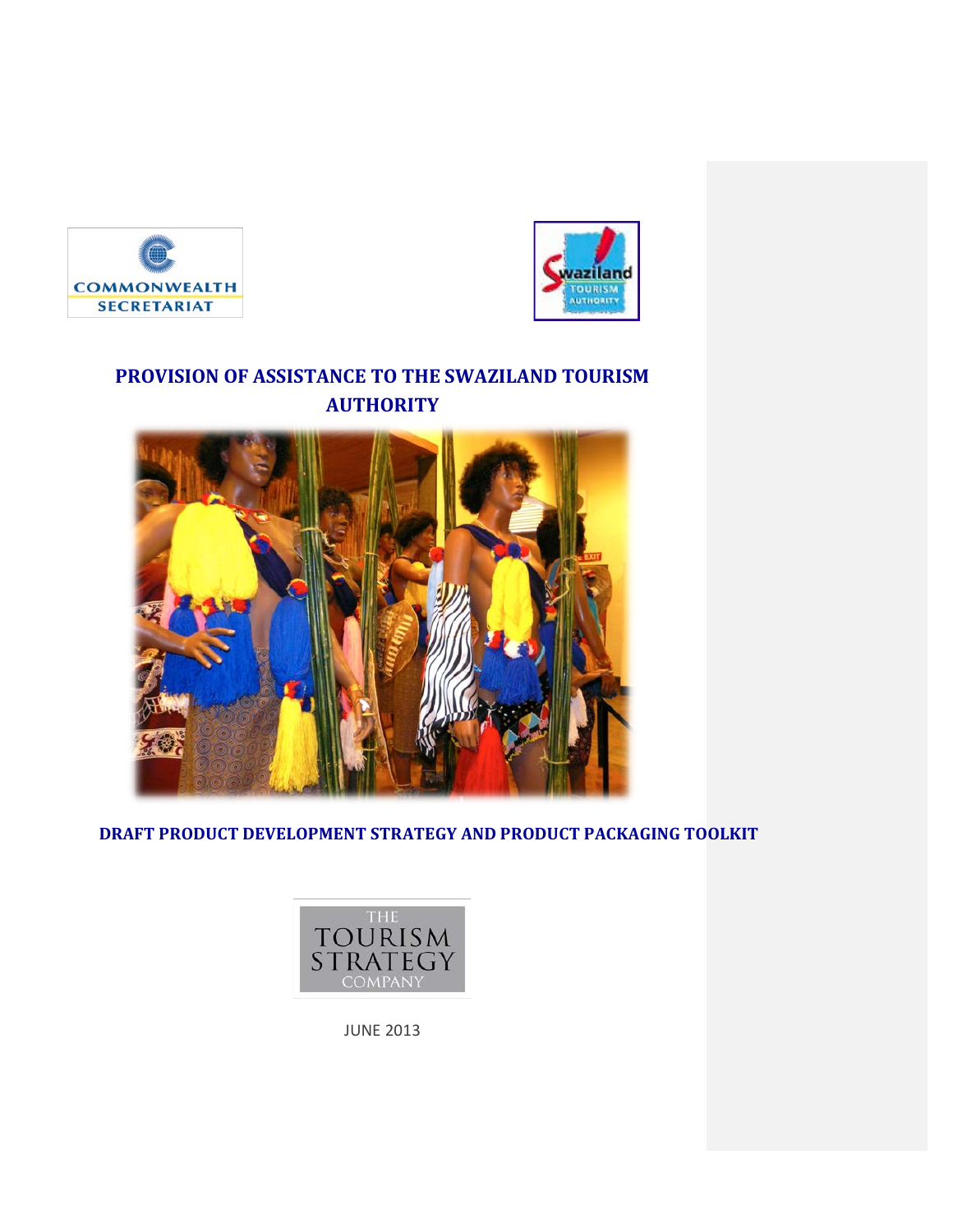COMMONWEALTH SECRETARIAT

Swaziland TOURISM AUTHORITY

# PROVISION OF ASSISTANCE TO THE SWAZILAND TOURISM AUTHORITY

## DRAFT PRODUCT DEVELOPMENT STRATEGY AND PRODUCT PACKAGING TOOLKIT

THE TOURISM STRATEGY COMPANY

JUNE 2013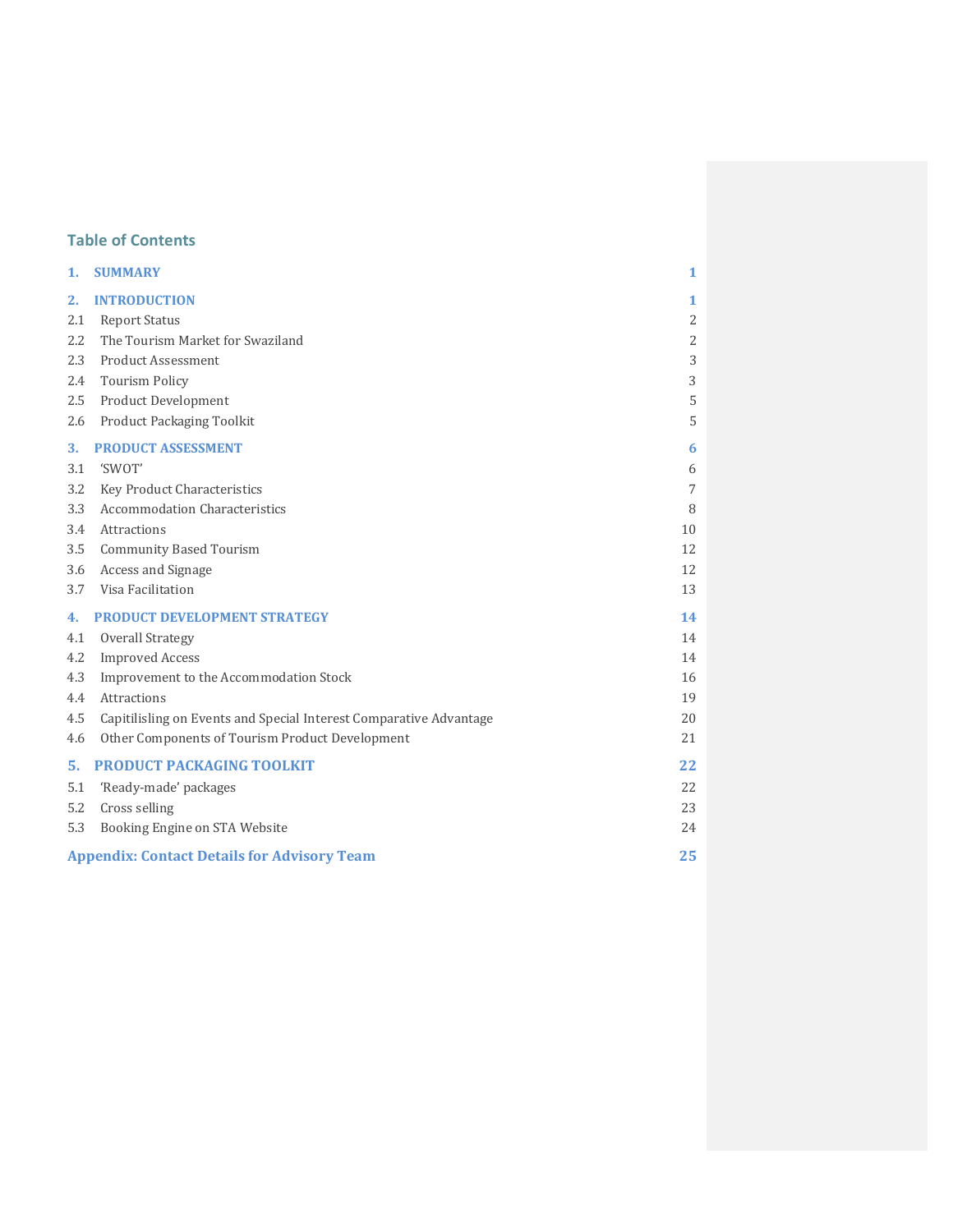## Table of Contents

| | | |
|---|---|---|
| **1.** | **SUMMARY** | **1** |
| **2.** | **INTRODUCTION** | **1** |
| 2.1 | Report Status | 2 |
| 2.2 | The Tourism Market for Swaziland | 2 |
| 2.3 | Product Assessment | 3 |
| 2.4 | Tourism Policy | 3 |
| 2.5 | Product Development | 5 |
| 2.6 | Product Packaging Toolkit | 5 |
| **3.** | **PRODUCT ASSESSMENT** | **6** |
| 3.1 | 'SWOT' | 6 |
| 3.2 | Key Product Characteristics | 7 |
| 3.3 | Accommodation Characteristics | 8 |
| 3.4 | Attractions | 10 |
| 3.5 | Community Based Tourism | 12 |
| 3.6 | Access and Signage | 12 |
| 3.7 | Visa Facilitation | 13 |
| **4.** | **PRODUCT DEVELOPMENT STRATEGY** | **14** |
| 4.1 | Overall Strategy | 14 |
| 4.2 | Improved Access | 14 |
| 4.3 | Improvement to the Accommodation Stock | 16 |
| 4.4 | Attractions | 19 |
| 4.5 | Capitilisling on Events and Special Interest Comparative Advantage | 20 |
| 4.6 | Other Components of Tourism Product Development | 21 |
| **5.** | **PRODUCT PACKAGING TOOLKIT** | **22** |
| 5.1 | 'Ready-made' packages | 22 |
| 5.2 | Cross selling | 23 |
| 5.3 | Booking Engine on STA Website | 24 |
| | **Appendix: Contact Details for Advisory Team** | **25** |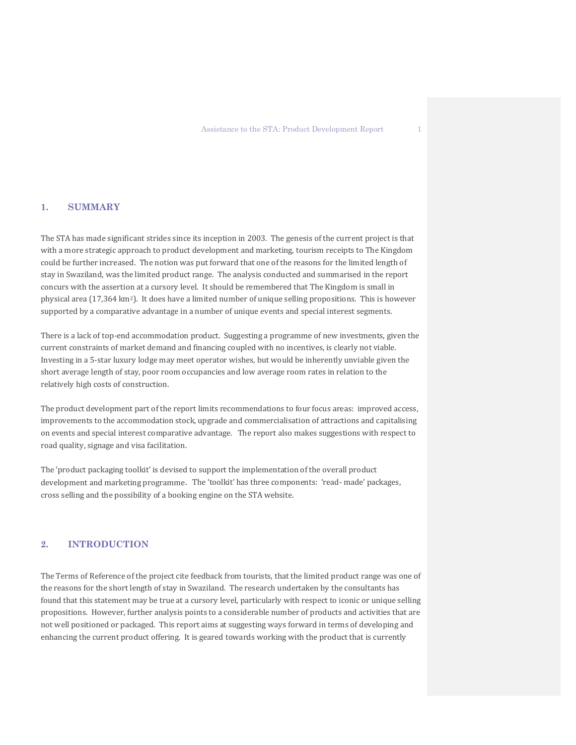## 1. SUMMARY

The STA has made significant strides since its inception in 2003. The genesis of the current project is that with a more strategic approach to product development and marketing, tourism receipts to The Kingdom could be further increased. The notion was put forward that one of the reasons for the limited length of stay in Swaziland, was the limited product range. The analysis conducted and summarised in the report concurs with the assertion at a cursory level. It should be remembered that The Kingdom is small in physical area (17,364 $km^2$). It does have a limited number of unique selling propositions. This is however supported by a comparative advantage in a number of unique events and special interest segments.

There is a lack of top-end accommodation product. Suggesting a programme of new investments, given the current constraints of market demand and financing coupled with no incentives, is clearly not viable. Investing in a 5-star luxury lodge may meet operator wishes, but would be inherently unviable given the short average length of stay, poor room occupancies and low average room rates in relation to the relatively high costs of construction.

The product development part of the report limits recommendations to four focus areas: improved access, improvements to the accommodation stock, upgrade and commercialisation of attractions and capitalising on events and special interest comparative advantage. The report also makes suggestions with respect to road quality, signage and visa facilitation.

The 'product packaging toolkit' is devised to support the implementation of the overall product development and marketing programme. The 'toolkit' has three components: 'read- made' packages, cross selling and the possibility of a booking engine on the STA website.

## 2. INTRODUCTION

The Terms of Reference of the project cite feedback from tourists, that the limited product range was one of the reasons for the short length of stay in Swaziland. The research undertaken by the consultants has found that this statement may be true at a cursory level, particularly with respect to iconic or unique selling propositions. However, further analysis points to a considerable number of products and activities that are not well positioned or packaged. This report aims at suggesting ways forward in terms of developing and enhancing the current product offering. It is geared towards working with the product that is currently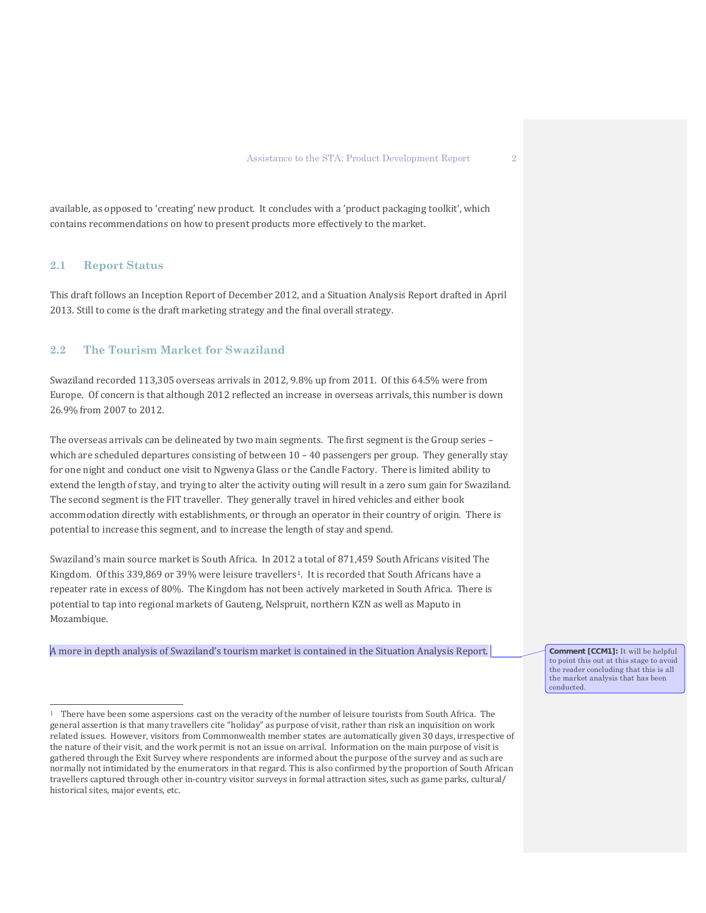available, as opposed to 'creating' new product. It concludes with a 'product packaging toolkit', which contains recommendations on how to present products more effectively to the market.

## 2.1 Report Status

This draft follows an Inception Report of December 2012, and a Situation Analysis Report drafted in April 2013. Still to come is the draft marketing strategy and the final overall strategy.

## 2.2 The Tourism Market for Swaziland

Swaziland recorded 113,305 overseas arrivals in 2012, 9.8% up from 2011. Of this 64.5% were from Europe. Of concern is that although 2012 reflected an increase in overseas arrivals, this number is down 26.9% from 2007 to 2012.

The overseas arrivals can be delineated by two main segments. The first segment is the Group series – which are scheduled departures consisting of between 10 – 40 passengers per group. They generally stay for one night and conduct one visit to Ngwenya Glass or the Candle Factory. There is limited ability to extend the length of stay, and trying to alter the activity outing will result in a zero sum gain for Swaziland. The second segment is the FIT traveller. They generally travel in hired vehicles and either book accommodation directly with establishments, or through an operator in their country of origin. There is potential to increase this segment, and to increase the length of stay and spend.

Swaziland's main source market is South Africa. In 2012 a total of 871,459 South Africans visited The Kingdom. Of this 339,869 or 39% were leisure travellers[1]. It is recorded that South Africans have a repeater rate in excess of 80%. The Kingdom has not been actively marketed in South Africa. There is potential to tap into regional markets of Gauteng, Nelspruit, northern KZN as well as Maputo in Mozambique.

A more in depth analysis of Swaziland's tourism market is contained in the Situation Analysis Report.

**Comment [CCM1]:** It will be helpful to point this out at this stage to avoid the reader concluding that this is all the market analysis that has been conducted.

---

[1] There have been some aspersions cast on the veracity of the number of leisure tourists from South Africa. The general assertion is that many travellers cite "holiday" as purpose of visit, rather than risk an inquisition on work related issues. However, visitors from Commonwealth member states are automatically given 30 days, irrespective of the nature of their visit, and the work permit is not an issue on arrival. Information on the main purpose of visit is gathered through the Exit Survey where respondents are informed about the purpose of the survey and as such are normally not intimidated by the enumerators in that regard. This is also confirmed by the proportion of South African travellers captured through other in-country visitor surveys in formal attraction sites, such as game parks, cultural/ historical sites, major events, etc.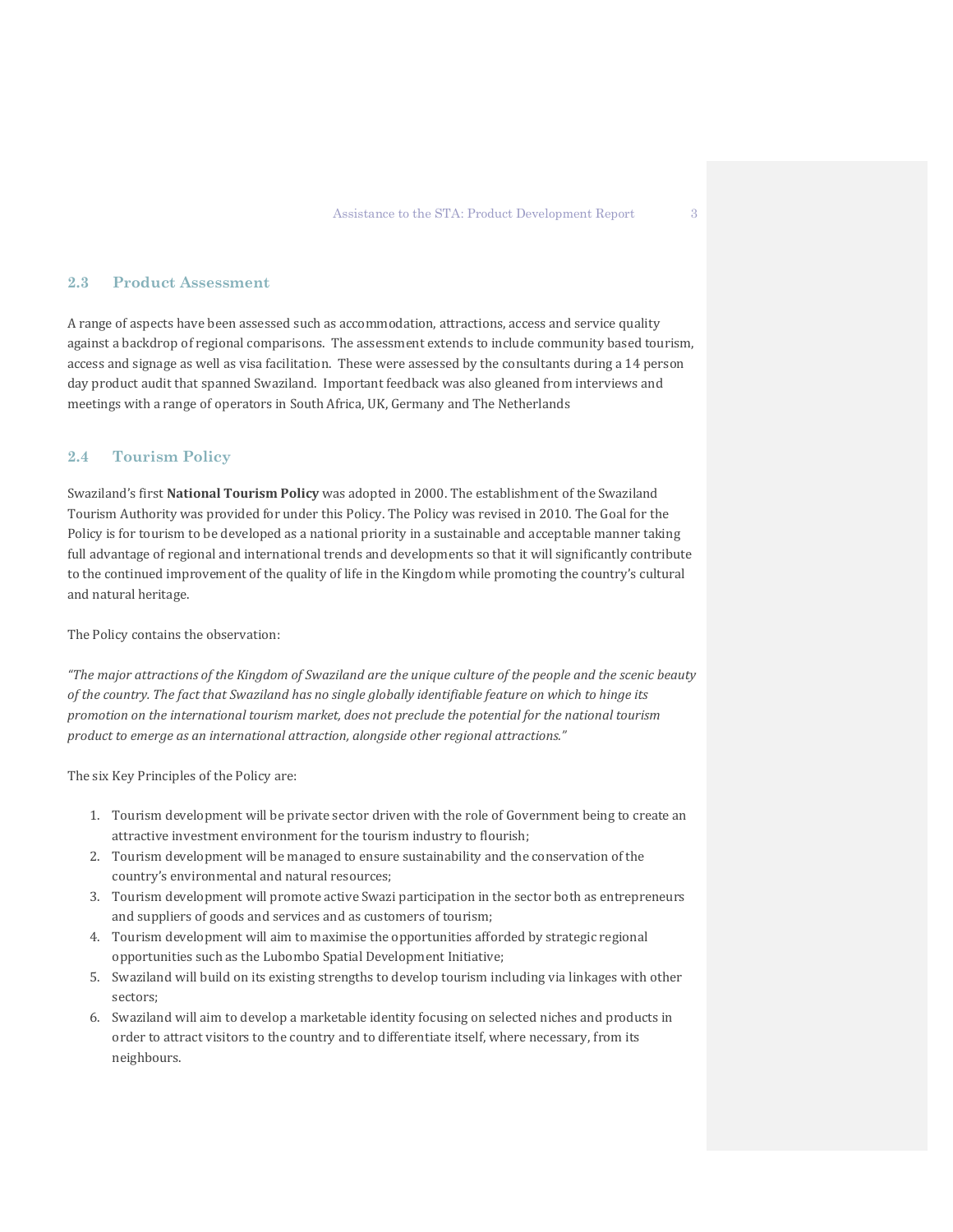## 2.3 Product Assessment

A range of aspects have been assessed such as accommodation, attractions, access and service quality against a backdrop of regional comparisons. The assessment extends to include community based tourism, access and signage as well as visa facilitation. These were assessed by the consultants during a 14 person day product audit that spanned Swaziland. Important feedback was also gleaned from interviews and meetings with a range of operators in South Africa, UK, Germany and The Netherlands

## 2.4 Tourism Policy

Swaziland's first **National Tourism Policy** was adopted in 2000. The establishment of the Swaziland Tourism Authority was provided for under this Policy. The Policy was revised in 2010. The Goal for the Policy is for tourism to be developed as a national priority in a sustainable and acceptable manner taking full advantage of regional and international trends and developments so that it will significantly contribute to the continued improvement of the quality of life in the Kingdom while promoting the country's cultural and natural heritage.

The Policy contains the observation:

*"The major attractions of the Kingdom of Swaziland are the unique culture of the people and the scenic beauty of the country. The fact that Swaziland has no single globally identifiable feature on which to hinge its promotion on the international tourism market, does not preclude the potential for the national tourism product to emerge as an international attraction, alongside other regional attractions."*

The six Key Principles of the Policy are:

1. Tourism development will be private sector driven with the role of Government being to create an attractive investment environment for the tourism industry to flourish;
2. Tourism development will be managed to ensure sustainability and the conservation of the country's environmental and natural resources;
3. Tourism development will promote active Swazi participation in the sector both as entrepreneurs and suppliers of goods and services and as customers of tourism;
4. Tourism development will aim to maximise the opportunities afforded by strategic regional opportunities such as the Lubombo Spatial Development Initiative;
5. Swaziland will build on its existing strengths to develop tourism including via linkages with other sectors;
6. Swaziland will aim to develop a marketable identity focusing on selected niches and products in order to attract visitors to the country and to differentiate itself, where necessary, from its neighbours.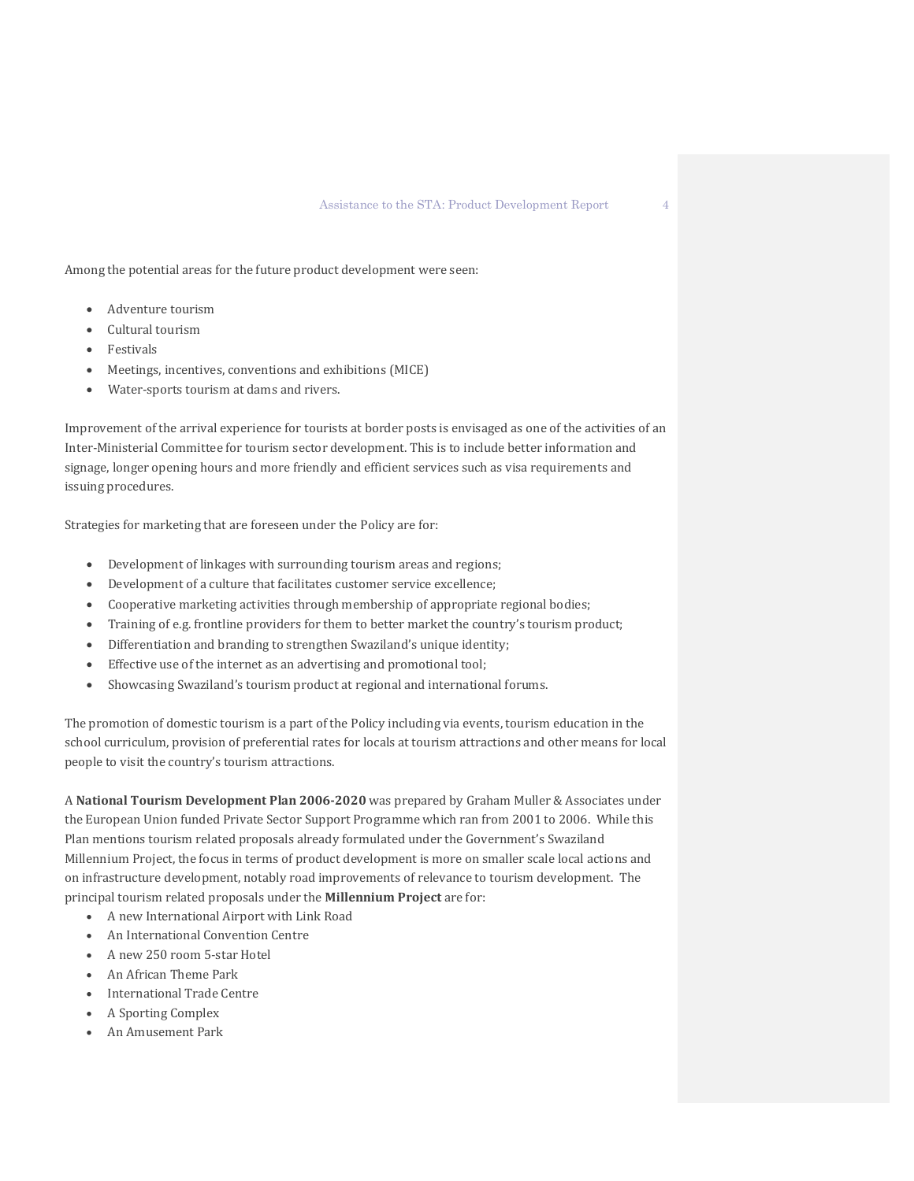Among the potential areas for the future product development were seen:

- Adventure tourism
- Cultural tourism
- Festivals
- Meetings, incentives, conventions and exhibitions (MICE)
- Water-sports tourism at dams and rivers.

Improvement of the arrival experience for tourists at border posts is envisaged as one of the activities of an Inter-Ministerial Committee for tourism sector development. This is to include better information and signage, longer opening hours and more friendly and efficient services such as visa requirements and issuing procedures.

Strategies for marketing that are foreseen under the Policy are for:

- Development of linkages with surrounding tourism areas and regions;
- Development of a culture that facilitates customer service excellence;
- Cooperative marketing activities through membership of appropriate regional bodies;
- Training of e.g. frontline providers for them to better market the country's tourism product;
- Differentiation and branding to strengthen Swaziland's unique identity;
- Effective use of the internet as an advertising and promotional tool;
- Showcasing Swaziland's tourism product at regional and international forums.

The promotion of domestic tourism is a part of the Policy including via events, tourism education in the school curriculum, provision of preferential rates for locals at tourism attractions and other means for local people to visit the country's tourism attractions.

A **National Tourism Development Plan 2006-2020** was prepared by Graham Muller & Associates under the European Union funded Private Sector Support Programme which ran from 2001 to 2006. While this Plan mentions tourism related proposals already formulated under the Government's Swaziland Millennium Project, the focus in terms of product development is more on smaller scale local actions and on infrastructure development, notably road improvements of relevance to tourism development. The principal tourism related proposals under the **Millennium Project** are for:

- A new International Airport with Link Road
- An International Convention Centre
- A new 250 room 5-star Hotel
- An African Theme Park
- International Trade Centre
- A Sporting Complex
- An Amusement Park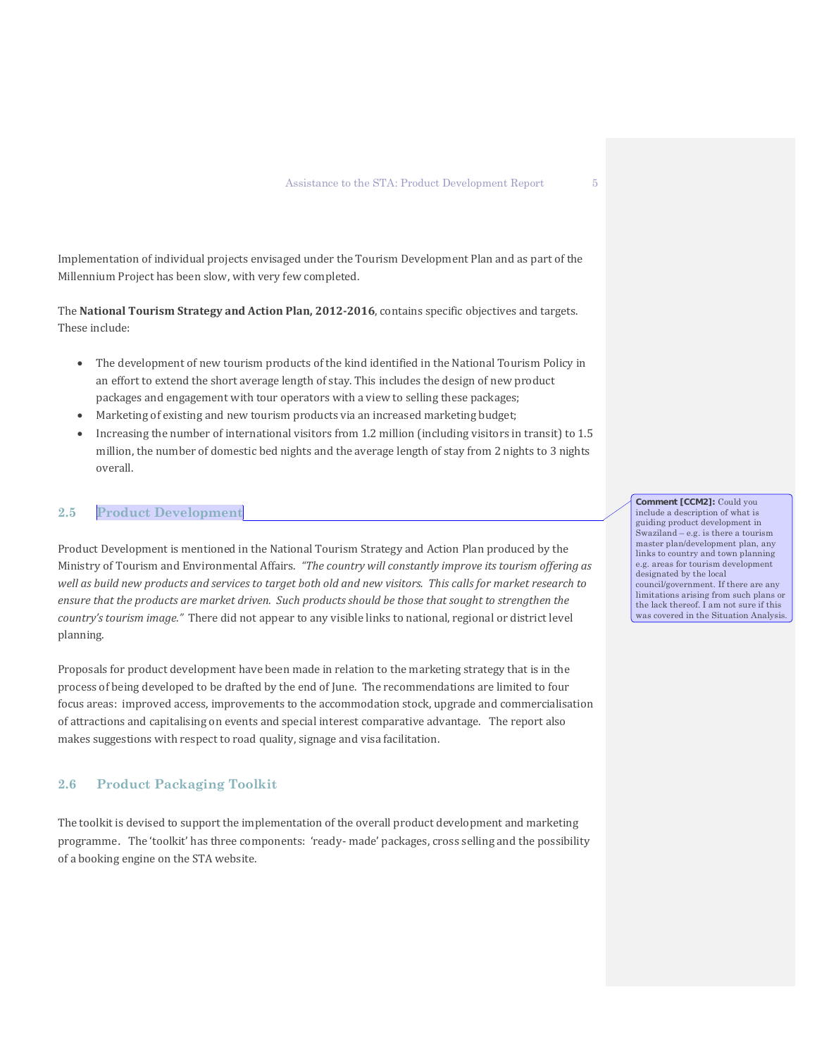Implementation of individual projects envisaged under the Tourism Development Plan and as part of the Millennium Project has been slow, with very few completed.

The **National Tourism Strategy and Action Plan, 2012-2016**, contains specific objectives and targets. These include:

- The development of new tourism products of the kind identified in the National Tourism Policy in an effort to extend the short average length of stay. This includes the design of new product packages and engagement with tour operators with a view to selling these packages;
- Marketing of existing and new tourism products via an increased marketing budget;
- Increasing the number of international visitors from 1.2 million (including visitors in transit) to 1.5 million, the number of domestic bed nights and the average length of stay from 2 nights to 3 nights overall.

## 2.5 Product Development

**Comment [CCM2]:** Could you include a description of what is guiding product development in Swaziland – e.g. is there a tourism master plan/development plan, any links to country and town planning e.g. areas for tourism development designated by the local council/government. If there are any limitations arising from such plans or the lack thereof. I am not sure if this was covered in the Situation Analysis.

Product Development is mentioned in the National Tourism Strategy and Action Plan produced by the Ministry of Tourism and Environmental Affairs. *"The country will constantly improve its tourism offering as well as build new products and services to target both old and new visitors. This calls for market research to ensure that the products are market driven. Such products should be those that sought to strengthen the country's tourism image."* There did not appear to any visible links to national, regional or district level planning.

Proposals for product development have been made in relation to the marketing strategy that is in the process of being developed to be drafted by the end of June. The recommendations are limited to four focus areas: improved access, improvements to the accommodation stock, upgrade and commercialisation of attractions and capitalising on events and special interest comparative advantage. The report also makes suggestions with respect to road quality, signage and visa facilitation.

## 2.6 Product Packaging Toolkit

The toolkit is devised to support the implementation of the overall product development and marketing programme. The 'toolkit' has three components: 'ready- made' packages, cross selling and the possibility of a booking engine on the STA website.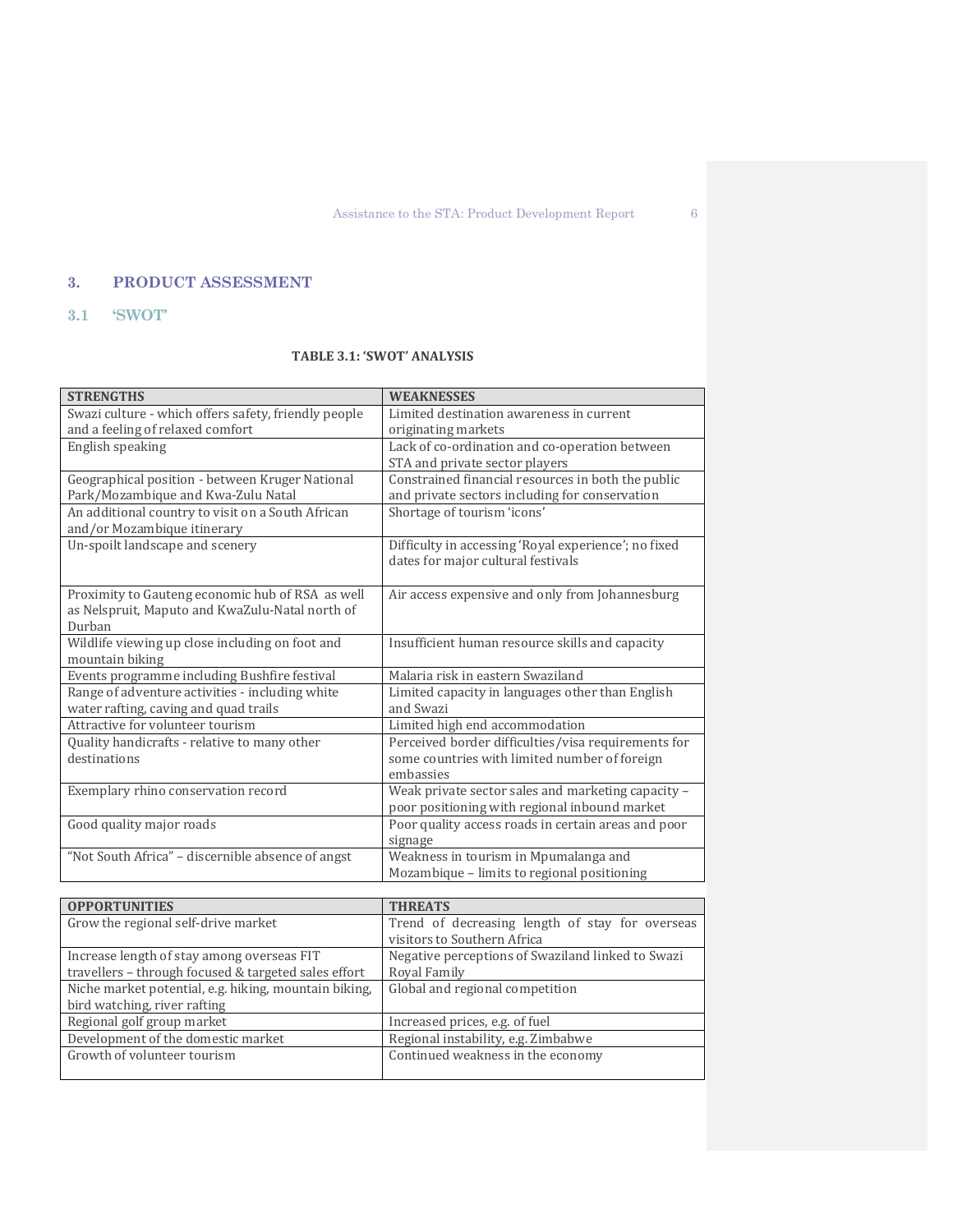## 3. PRODUCT ASSESSMENT

### 3.1 'SWOT'

**TABLE 3.1: 'SWOT' ANALYSIS**

| STRENGTHS | WEAKNESSES |
|---|---|
| Swazi culture - which offers safety, friendly people and a feeling of relaxed comfort | Limited destination awareness in current originating markets |
| English speaking | Lack of co-ordination and co-operation between STA and private sector players |
| Geographical position - between Kruger National Park/Mozambique and Kwa-Zulu Natal | Constrained financial resources in both the public and private sectors including for conservation |
| An additional country to visit on a South African and/or Mozambique itinerary | Shortage of tourism 'icons' |
| Un-spoilt landscape and scenery | Difficulty in accessing 'Royal experience'; no fixed dates for major cultural festivals |
| Proximity to Gauteng economic hub of RSA as well as Nelspruit, Maputo and KwaZulu-Natal north of Durban | Air access expensive and only from Johannesburg |
| Wildlife viewing up close including on foot and mountain biking | Insufficient human resource skills and capacity |
| Events programme including Bushfire festival | Malaria risk in eastern Swaziland |
| Range of adventure activities - including white water rafting, caving and quad trails | Limited capacity in languages other than English and Swazi |
| Attractive for volunteer tourism | Limited high end accommodation |
| Quality handicrafts - relative to many other destinations | Perceived border difficulties/visa requirements for some countries with limited number of foreign embassies |
| Exemplary rhino conservation record | Weak private sector sales and marketing capacity – poor positioning with regional inbound market |
| Good quality major roads | Poor quality access roads in certain areas and poor signage |
| "Not South Africa" – discernible absence of angst | Weakness in tourism in Mpumalanga and Mozambique – limits to regional positioning |

| OPPORTUNITIES | THREATS |
|---|---|
| Grow the regional self-drive market | Trend of decreasing length of stay for overseas visitors to Southern Africa |
| Increase length of stay among overseas FIT travellers – through focused & targeted sales effort | Negative perceptions of Swaziland linked to Swazi Royal Family |
| Niche market potential, e.g. hiking, mountain biking, bird watching, river rafting | Global and regional competition |
| Regional golf group market | Increased prices, e.g. of fuel |
| Development of the domestic market | Regional instability, e.g. Zimbabwe |
| Growth of volunteer tourism | Continued weakness in the economy |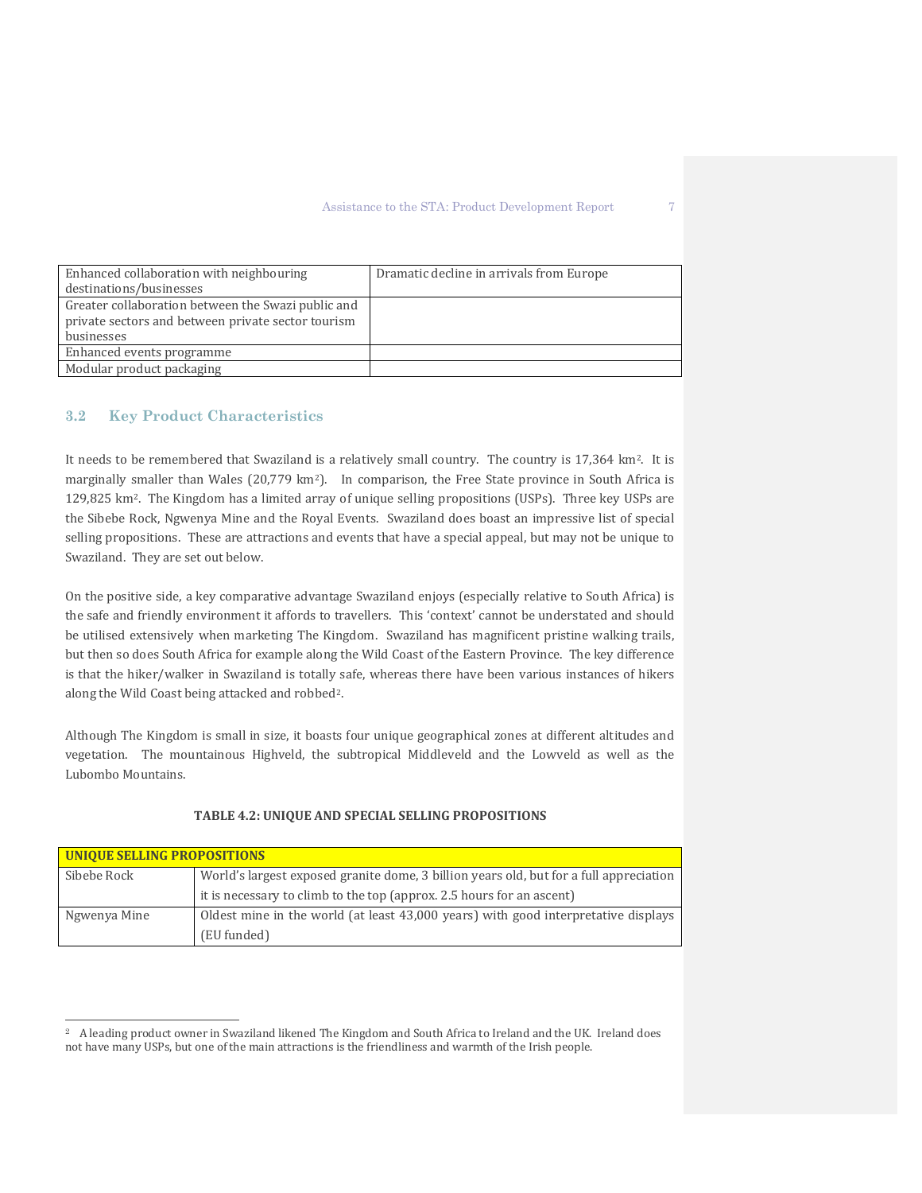| Enhanced collaboration with neighbouring destinations/businesses | Dramatic decline in arrivals from Europe |
|---|---|
| Greater collaboration between the Swazi public and private sectors and between private sector tourism businesses | |
| Enhanced events programme | |
| Modular product packaging | |

## 3.2 Key Product Characteristics

It needs to be remembered that Swaziland is a relatively small country. The country is 17,364 km$^2$. It is marginally smaller than Wales (20,779 km$^2$). In comparison, the Free State province in South Africa is 129,825 km$^2$. The Kingdom has a limited array of unique selling propositions (USPs). Three key USPs are the Sibebe Rock, Ngwenya Mine and the Royal Events. Swaziland does boast an impressive list of special selling propositions. These are attractions and events that have a special appeal, but may not be unique to Swaziland. They are set out below.

On the positive side, a key comparative advantage Swaziland enjoys (especially relative to South Africa) is the safe and friendly environment it affords to travellers. This 'context' cannot be understated and should be utilised extensively when marketing The Kingdom. Swaziland has magnificent pristine walking trails, but then so does South Africa for example along the Wild Coast of the Eastern Province. The key difference is that the hiker/walker in Swaziland is totally safe, whereas there have been various instances of hikers along the Wild Coast being attacked and robbed[2].

Although The Kingdom is small in size, it boasts four unique geographical zones at different altitudes and vegetation. The mountainous Highveld, the subtropical Middleveld and the Lowveld as well as the Lubombo Mountains.

**TABLE 4.2: UNIQUE AND SPECIAL SELLING PROPOSITIONS**

| **UNIQUE SELLING PROPOSITIONS** | |
|---|---|
| Sibebe Rock | World's largest exposed granite dome, 3 billion years old, but for a full appreciation it is necessary to climb to the top (approx. 2.5 hours for an ascent) |
| Ngwenya Mine | Oldest mine in the world (at least 43,000 years) with good interpretative displays (EU funded) |

[2] A leading product owner in Swaziland likened The Kingdom and South Africa to Ireland and the UK. Ireland does not have many USPs, but one of the main attractions is the friendliness and warmth of the Irish people.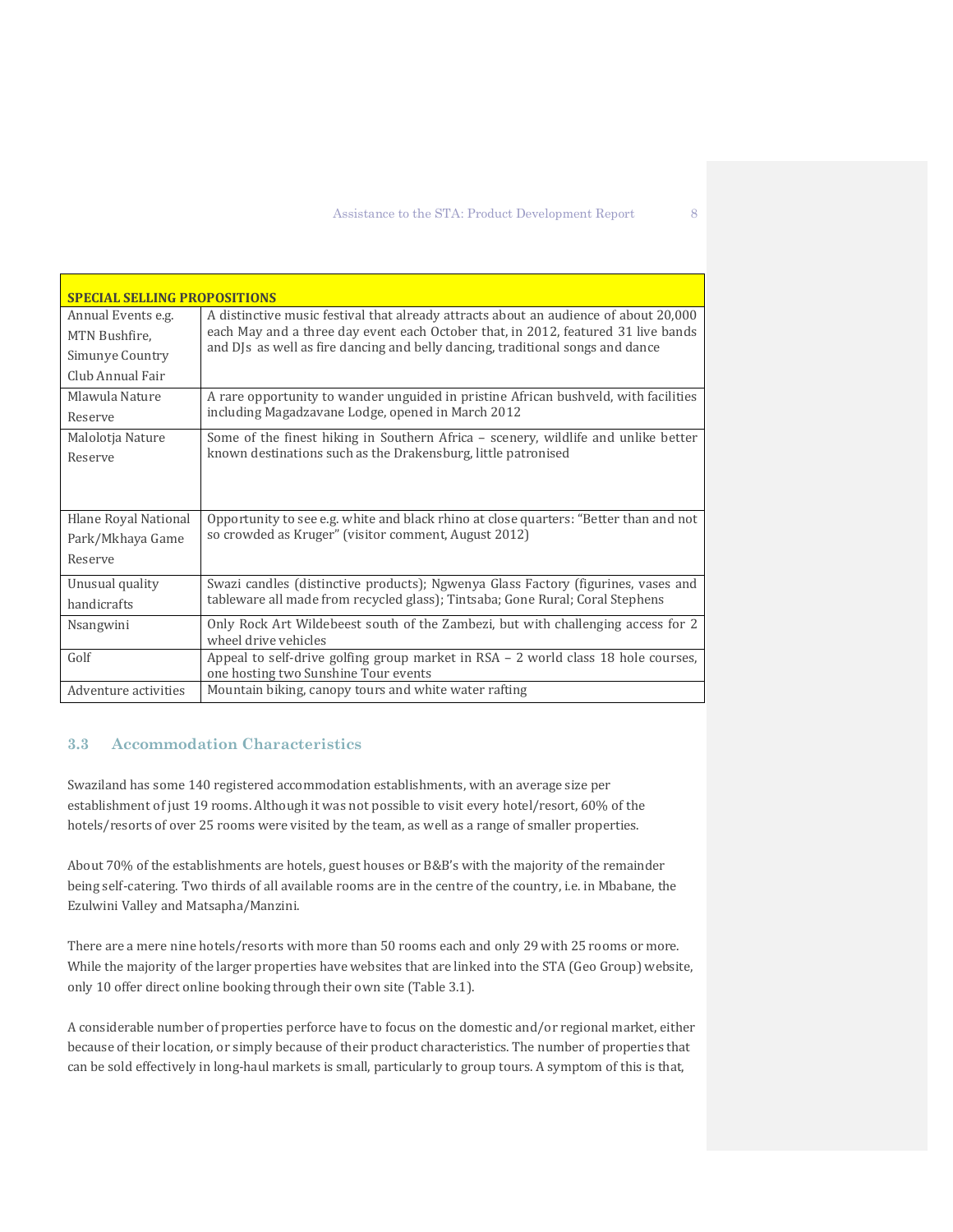| SPECIAL SELLING PROPOSITIONS | |
|---|---|
| Annual Events e.g. MTN Bushfire, Simunye Country Club Annual Fair | A distinctive music festival that already attracts about an audience of about 20,000 each May and a three day event each October that, in 2012, featured 31 live bands and DJs as well as fire dancing and belly dancing, traditional songs and dance |
| Mlawula Nature Reserve | A rare opportunity to wander unguided in pristine African bushveld, with facilities including Magadzavane Lodge, opened in March 2012 |
| Malolotja Nature Reserve | Some of the finest hiking in Southern Africa – scenery, wildlife and unlike better known destinations such as the Drakensburg, little patronised |
| Hlane Royal National Park/Mkhaya Game Reserve | Opportunity to see e.g. white and black rhino at close quarters: "Better than and not so crowded as Kruger" (visitor comment, August 2012) |
| Unusual quality handicrafts | Swazi candles (distinctive products); Ngwenya Glass Factory (figurines, vases and tableware all made from recycled glass); Tintsaba; Gone Rural; Coral Stephens |
| Nsangwini | Only Rock Art Wildebeest south of the Zambezi, but with challenging access for 2 wheel drive vehicles |
| Golf | Appeal to self-drive golfing group market in RSA – 2 world class 18 hole courses, one hosting two Sunshine Tour events |
| Adventure activities | Mountain biking, canopy tours and white water rafting |

### 3.3 Accommodation Characteristics

Swaziland has some 140 registered accommodation establishments, with an average size per establishment of just 19 rooms. Although it was not possible to visit every hotel/resort, 60% of the hotels/resorts of over 25 rooms were visited by the team, as well as a range of smaller properties.

About 70% of the establishments are hotels, guest houses or B&B's with the majority of the remainder being self-catering. Two thirds of all available rooms are in the centre of the country, i.e. in Mbabane, the Ezulwini Valley and Matsapha/Manzini.

There are a mere nine hotels/resorts with more than 50 rooms each and only 29 with 25 rooms or more. While the majority of the larger properties have websites that are linked into the STA (Geo Group) website, only 10 offer direct online booking through their own site (Table 3.1).

A considerable number of properties perforce have to focus on the domestic and/or regional market, either because of their location, or simply because of their product characteristics. The number of properties that can be sold effectively in long-haul markets is small, particularly to group tours. A symptom of this is that,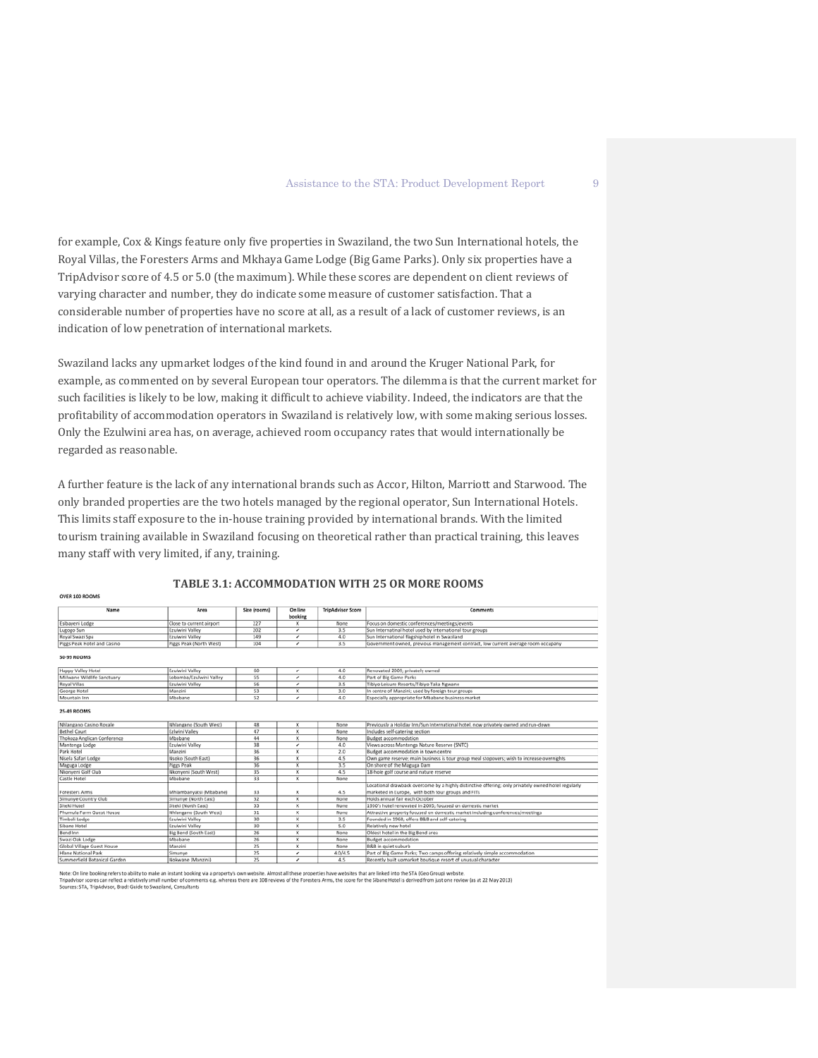for example, Cox & Kings feature only five properties in Swaziland, the two Sun International hotels, the Royal Villas, the Foresters Arms and Mkhaya Game Lodge (Big Game Parks). Only six properties have a TripAdvisor score of 4.5 or 5.0 (the maximum). While these scores are dependent on client reviews of varying character and number, they do indicate some measure of customer satisfaction. That a considerable number of properties have no score at all, as a result of a lack of customer reviews, is an indication of low penetration of international markets.

Swaziland lacks any upmarket lodges of the kind found in and around the Kruger National Park, for example, as commented on by several European tour operators. The dilemma is that the current market for such facilities is likely to be low, making it difficult to achieve viability. Indeed, the indicators are that the profitability of accommodation operators in Swaziland is relatively low, with some making serious losses. Only the Ezulwini area has, on average, achieved room occupancy rates that would internationally be regarded as reasonable.

A further feature is the lack of any international brands such as Accor, Hilton, Marriott and Starwood. The only branded properties are the two hotels managed by the regional operator, Sun International Hotels. This limits staff exposure to the in-house training provided by international brands. With the limited tourism training available in Swaziland focusing on theoretical rather than practical training, this leaves many staff with very limited, if any, training.

## TABLE 3.1: ACCOMMODATION WITH 25 OR MORE ROOMS

**OVER 100 ROOMS**

| Name | Area | Size (rooms) | On line booking | TripAdvisor Score | Comments |
|---|---|---|---|---|---|
| Esibayeni Lodge | Close to current airport | 227 | X | None | Focus on domestic conferences/meetings/events |
| Lugogo Sun | Ezulwini Valley | 202 | ✓ | 3.5 | Sun International hotel used by international tour groups |
| Royal Swazi Spa | Ezulwini Valley | 149 | ✓ | 4.0 | Sun International flagship hotel in Swaziland |
| Piggs Peak Hotel and Casino | Piggs Peak (North West) | 104 | ✓ | 3.5 | Government owned, previous management contract, low current average room occupany |
| **50-99 ROOMS** | | | | | |
| Happy Valley Hotel | Ezulwini Valley | 60 | ✓ | 4.0 | Renovated 2009, privately owned |
| Milwane Wildlife Sanctuary | Lobamba/Ezulwini Valley | 55 | ✓ | 4.0 | Part of Big Game Parks |
| Royal Villas | Ezulwini Valley | 56 | ✓ | 3.5 | Tibiyo Leisure Resorts/Tibiyo Taka Ngwane |
| George Hotel | Manzini | 53 | X | 3.0 | In centre of Manzini; used by foreign tour groups |
| Mountain Inn | Mbabane | 52 | ✓ | 4.0 | Especially appropriate for Mbabane business market |
| **25-49 ROOMS** | | | | | |
| Nhlangano Casino Royale | Nhlangano (South West) | 48 | X | None | Previously a Holiday Inn/Sun International hotel, now privately owned and run-down |
| Bethel Court | Ezlwini Valley | 47 | X | None | Includes self-catering section |
| Thokoza Anglican Conference | Mbabane | 44 | X | None | Budget accommodation |
| Mantenga Lodge | Ezulwini Valley | 38 | ✓ | 4.0 | Views across Mantenga Nature Reserve (SNTC) |
| Park Hotel | Manzini | 36 | X | 2.0 | Budget accommodation in town centre |
| Nisela Safari Lodge | Nsoko (South East) | 36 | X | 4.5 | Own game reserve; main business is tour group meal stopovers; wish to increase overnights |
| Maguga Lodge | Piggs Peak | 36 | X | 3.5 | On shore of the Maguga Dam |
| Nkonyeni Golf Club | Nkonyeni (South West) | 35 | X | 4.5 | 18 hole golf course and nature reserve |
| Castle Hotel | Mbabane | 33 | X | None | |
| Foresters Arms | Mhlambanyatsi (Mbabane) | 33 | X | 4.5 | Locational drawback overcome by a highly distinctive offering; only privately owned hotel regularly marketed in Europe, with both tour groups and FITs |
| Simunye Country Club | Simunye (North East) | 32 | X | None | Holds annual fair each October |
| Siteki Hotel | Siteki (North East) | 33 | X | None | 1930's hotel renovated in 2005; focused on domestic market |
| Phumula Farm Guest House | Nhlangano (South West) | 31 | X | None | Attractive property focused on domestic market including conferences/meetings |
| Timbali Lodge | Ezulwini Valley | 30 | X | 3.5 | Founded in 1968, offers B&B and self-catering |
| Sibane Hotel | Ezulwini Valley | 30 | X | 5.0 | Relatively new hotel |
| Bend Inn | Big Bend (South East) | 26 | X | None | Oldest hotel in the Big Bend area |
| Swazi Oak Lodge | Mbabane | 26 | X | None | Budget accommodation |
| Global Village Guest House | Manzini | 25 | X | None | B&B in quiet suburb |
| Hlane National Park | Simunye | 25 | ✓ | 4.0/4.5 | Part of Big Game Parks; Two camps offering relatively simple accommodation |
| Summerfield Botanical Garden | Malkwane (Manzini) | 25 | ✓ | 4.5 | Recently built upmarket boutique resort of unusual character |

Note: On line booking refers to ability to make an instant booking via a property's own website. Almost all these properties have websites that are linked into the STA (Geo Group) website.
Tripadvisor scores can reflect a relatively small number of comments e.g. whereas there are 108 reviews of the Foresters Arms, the score for the Sibane Hotel is derived from just one review (as at 22 May 2013)
Sources: STA, TripAdvisor, Bradt Guide to Swaziland, Consultants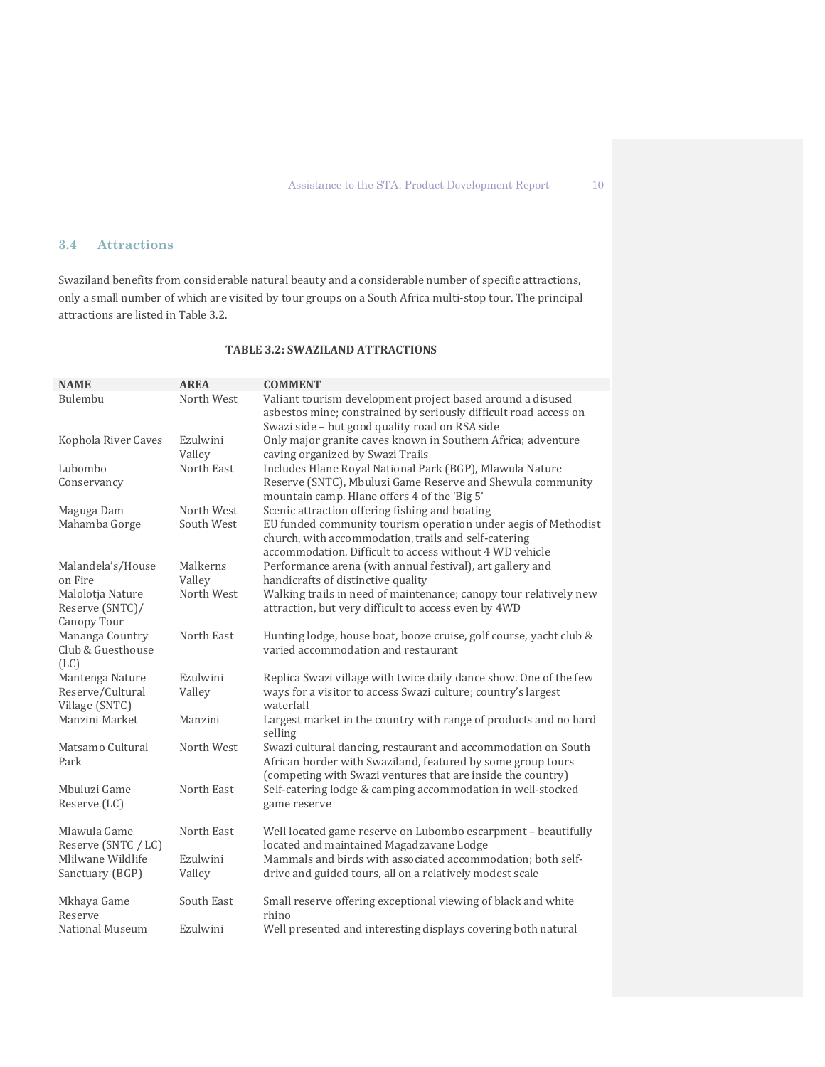### 3.4 Attractions

Swaziland benefits from considerable natural beauty and a considerable number of specific attractions, only a small number of which are visited by tour groups on a South Africa multi-stop tour. The principal attractions are listed in Table 3.2.

**TABLE 3.2: SWAZILAND ATTRACTIONS**

| NAME | AREA | COMMENT |
|---|---|---|
| Bulembu | North West | Valiant tourism development project based around a disused asbestos mine; constrained by seriously difficult road access on Swazi side – but good quality road on RSA side |
| Kophola River Caves | Ezulwini Valley | Only major granite caves known in Southern Africa; adventure caving organized by Swazi Trails |
| Lubombo Conservancy | North East | Includes Hlane Royal National Park (BGP), Mlawula Nature Reserve (SNTC), Mbuluzi Game Reserve and Shewula community mountain camp. Hlane offers 4 of the 'Big 5' |
| Maguga Dam | North West | Scenic attraction offering fishing and boating |
| Mahamba Gorge | South West | EU funded community tourism operation under aegis of Methodist church, with accommodation, trails and self-catering accommodation. Difficult to access without 4 WD vehicle |
| Malandela's/House on Fire | Malkerns Valley | Performance arena (with annual festival), art gallery and handicrafts of distinctive quality |
| Malolotja Nature Reserve (SNTC)/ Canopy Tour | North West | Walking trails in need of maintenance; canopy tour relatively new attraction, but very difficult to access even by 4WD |
| Mananga Country Club & Guesthouse (LC) | North East | Hunting lodge, house boat, booze cruise, golf course, yacht club & varied accommodation and restaurant |
| Mantenga Nature Reserve/Cultural Village (SNTC) | Ezulwini Valley | Replica Swazi village with twice daily dance show. One of the few ways for a visitor to access Swazi culture; country's largest waterfall |
| Manzini Market | Manzini | Largest market in the country with range of products and no hard selling |
| Matsamo Cultural Park | North West | Swazi cultural dancing, restaurant and accommodation on South African border with Swaziland, featured by some group tours (competing with Swazi ventures that are inside the country) |
| Mbuluzi Game Reserve (LC) | North East | Self-catering lodge & camping accommodation in well-stocked game reserve |
| Mlawula Game Reserve (SNTC / LC) | North East | Well located game reserve on Lubombo escarpment – beautifully located and maintained Magadzavane Lodge |
| Mlilwane Wildlife Sanctuary (BGP) | Ezulwini Valley | Mammals and birds with associated accommodation; both self-drive and guided tours, all on a relatively modest scale |
| Mkhaya Game Reserve | South East | Small reserve offering exceptional viewing of black and white rhino |
| National Museum | Ezulwini | Well presented and interesting displays covering both natural |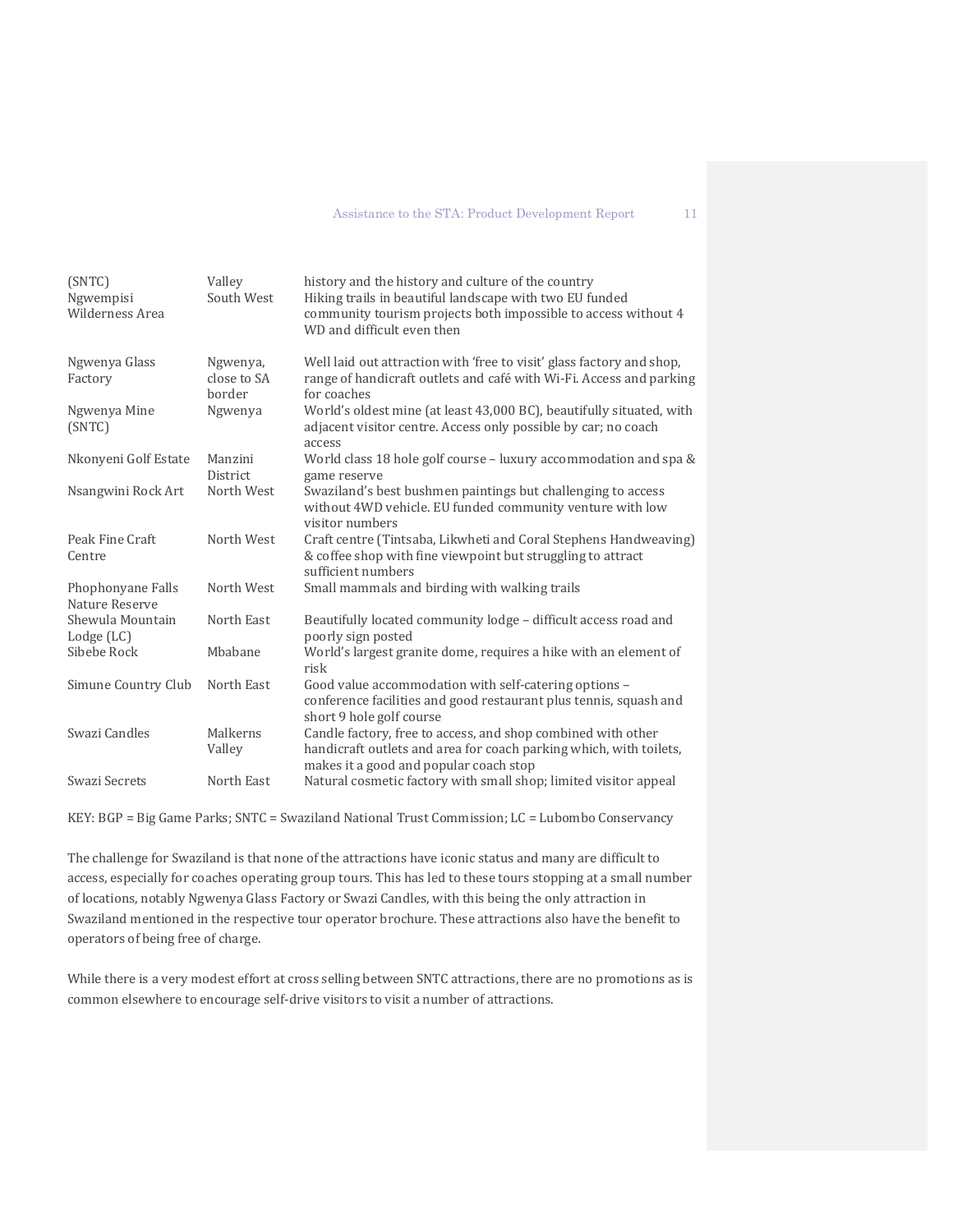| | | |
|---|---|---|
| (SNTC) | Valley | history and the history and culture of the country |
| Ngwempisi Wilderness Area | South West | Hiking trails in beautiful landscape with two EU funded community tourism projects both impossible to access without 4 WD and difficult even then |
| Ngwenya Glass Factory | Ngwenya, close to SA border | Well laid out attraction with 'free to visit' glass factory and shop, range of handicraft outlets and café with Wi-Fi. Access and parking for coaches |
| Ngwenya Mine (SNTC) | Ngwenya | World's oldest mine (at least 43,000 BC), beautifully situated, with adjacent visitor centre. Access only possible by car; no coach access |
| Nkonyeni Golf Estate | Manzini District | World class 18 hole golf course – luxury accommodation and spa & game reserve |
| Nsangwini Rock Art | North West | Swaziland's best bushmen paintings but challenging to access without 4WD vehicle. EU funded community venture with low visitor numbers |
| Peak Fine Craft Centre | North West | Craft centre (Tintsaba, Likwheti and Coral Stephens Handweaving) & coffee shop with fine viewpoint but struggling to attract sufficient numbers |
| Phophonyane Falls Nature Reserve | North West | Small mammals and birding with walking trails |
| Shewula Mountain Lodge (LC) | North East | Beautifully located community lodge – difficult access road and poorly sign posted |
| Sibebe Rock | Mbabane | World's largest granite dome, requires a hike with an element of risk |
| Simune Country Club | North East | Good value accommodation with self-catering options – conference facilities and good restaurant plus tennis, squash and short 9 hole golf course |
| Swazi Candles | Malkerns Valley | Candle factory, free to access, and shop combined with other handicraft outlets and area for coach parking which, with toilets, makes it a good and popular coach stop |
| Swazi Secrets | North East | Natural cosmetic factory with small shop; limited visitor appeal |

KEY: BGP = Big Game Parks; SNTC = Swaziland National Trust Commission; LC = Lubombo Conservancy

The challenge for Swaziland is that none of the attractions have iconic status and many are difficult to access, especially for coaches operating group tours. This has led to these tours stopping at a small number of locations, notably Ngwenya Glass Factory or Swazi Candles, with this being the only attraction in Swaziland mentioned in the respective tour operator brochure. These attractions also have the benefit to operators of being free of charge.

While there is a very modest effort at cross selling between SNTC attractions, there are no promotions as is common elsewhere to encourage self-drive visitors to visit a number of attractions.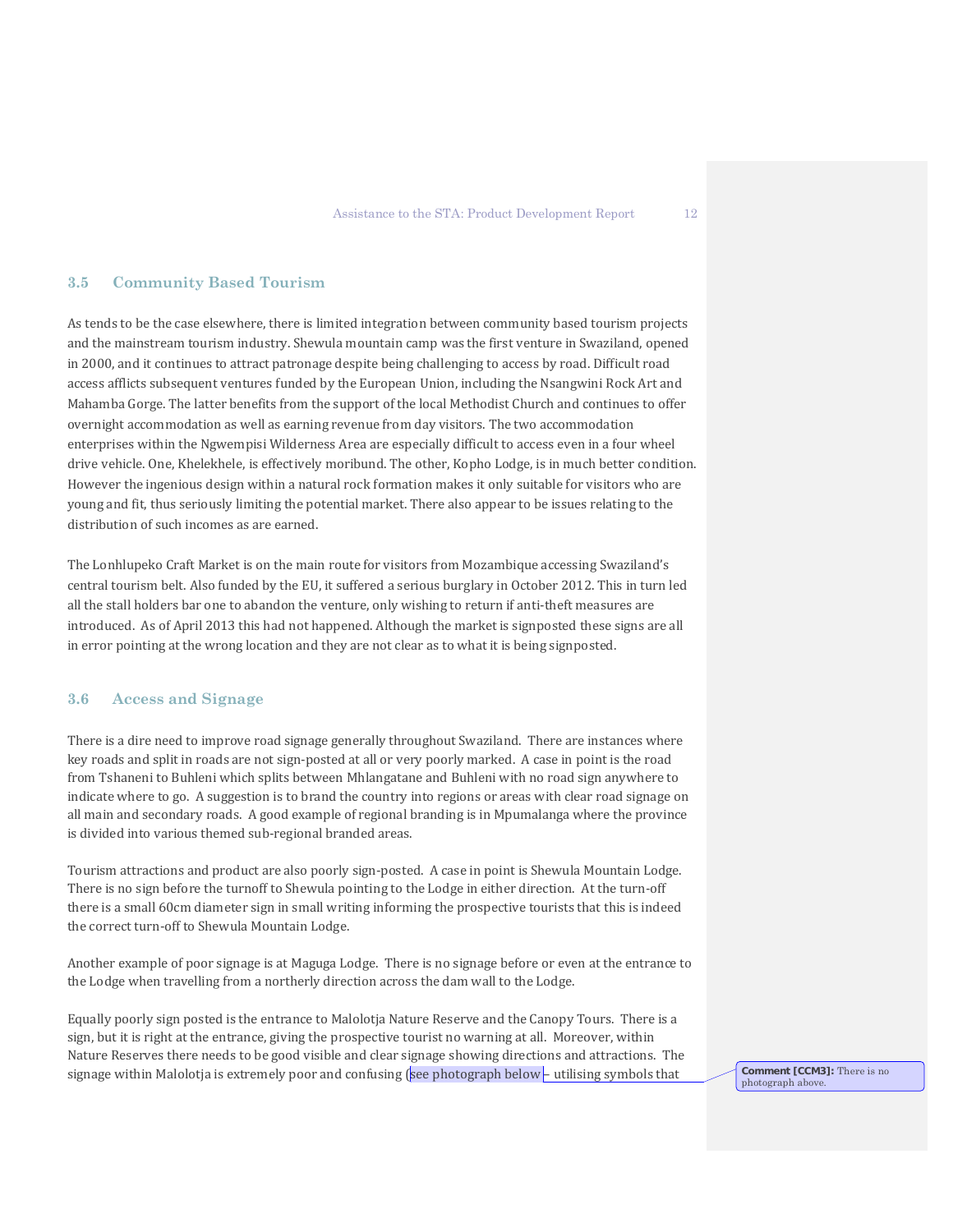## 3.5 Community Based Tourism

As tends to be the case elsewhere, there is limited integration between community based tourism projects and the mainstream tourism industry. Shewula mountain camp was the first venture in Swaziland, opened in 2000, and it continues to attract patronage despite being challenging to access by road. Difficult road access afflicts subsequent ventures funded by the European Union, including the Nsangwini Rock Art and Mahamba Gorge. The latter benefits from the support of the local Methodist Church and continues to offer overnight accommodation as well as earning revenue from day visitors. The two accommodation enterprises within the Ngwempisi Wilderness Area are especially difficult to access even in a four wheel drive vehicle. One, Khelekhele, is effectively moribund. The other, Kopho Lodge, is in much better condition. However the ingenious design within a natural rock formation makes it only suitable for visitors who are young and fit, thus seriously limiting the potential market. There also appear to be issues relating to the distribution of such incomes as are earned.

The Lonhlupeko Craft Market is on the main route for visitors from Mozambique accessing Swaziland's central tourism belt. Also funded by the EU, it suffered a serious burglary in October 2012. This in turn led all the stall holders bar one to abandon the venture, only wishing to return if anti-theft measures are introduced. As of April 2013 this had not happened. Although the market is signposted these signs are all in error pointing at the wrong location and they are not clear as to what it is being signposted.

## 3.6 Access and Signage

There is a dire need to improve road signage generally throughout Swaziland. There are instances where key roads and split in roads are not sign-posted at all or very poorly marked. A case in point is the road from Tshaneni to Buhleni which splits between Mhlangatane and Buhleni with no road sign anywhere to indicate where to go. A suggestion is to brand the country into regions or areas with clear road signage on all main and secondary roads. A good example of regional branding is in Mpumalanga where the province is divided into various themed sub-regional branded areas.

Tourism attractions and product are also poorly sign-posted. A case in point is Shewula Mountain Lodge. There is no sign before the turnoff to Shewula pointing to the Lodge in either direction. At the turn-off there is a small 60cm diameter sign in small writing informing the prospective tourists that this is indeed the correct turn-off to Shewula Mountain Lodge.

Another example of poor signage is at Maguga Lodge. There is no signage before or even at the entrance to the Lodge when travelling from a northerly direction across the dam wall to the Lodge.

Equally poorly sign posted is the entrance to Malolotja Nature Reserve and the Canopy Tours. There is a sign, but it is right at the entrance, giving the prospective tourist no warning at all. Moreover, within Nature Reserves there needs to be good visible and clear signage showing directions and attractions. The signage within Malolotja is extremely poor and confusing (see photograph below – utilising symbols that

**Comment [CCM3]:** There is no photograph above.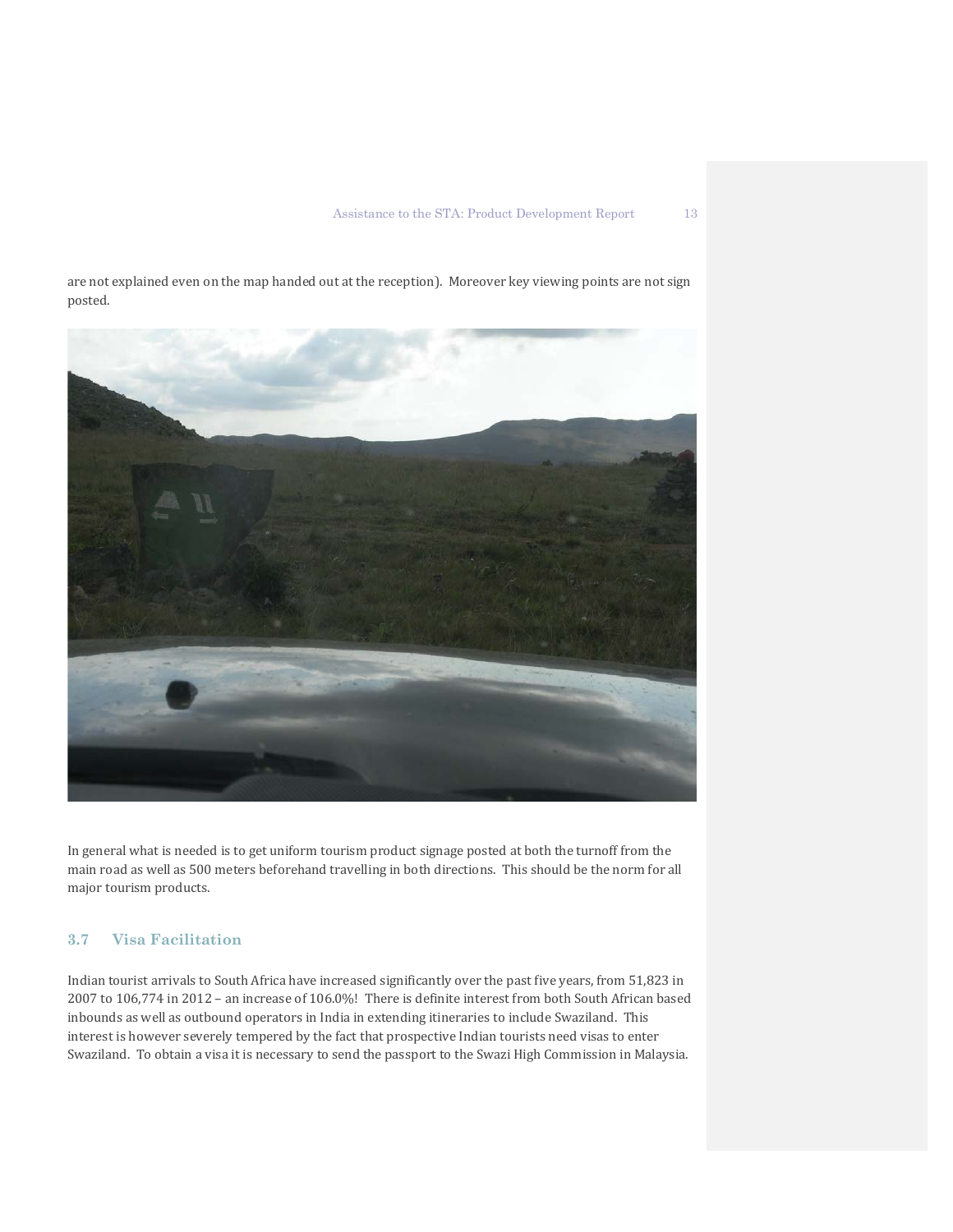are not explained even on the map handed out at the reception). Moreover key viewing points are not sign posted.

In general what is needed is to get uniform tourism product signage posted at both the turnoff from the main road as well as 500 meters beforehand travelling in both directions. This should be the norm for all major tourism products.

### 3.7 Visa Facilitation

Indian tourist arrivals to South Africa have increased significantly over the past five years, from 51,823 in 2007 to 106,774 in 2012 – an increase of 106.0%! There is definite interest from both South African based inbounds as well as outbound operators in India in extending itineraries to include Swaziland. This interest is however severely tempered by the fact that prospective Indian tourists need visas to enter Swaziland. To obtain a visa it is necessary to send the passport to the Swazi High Commission in Malaysia.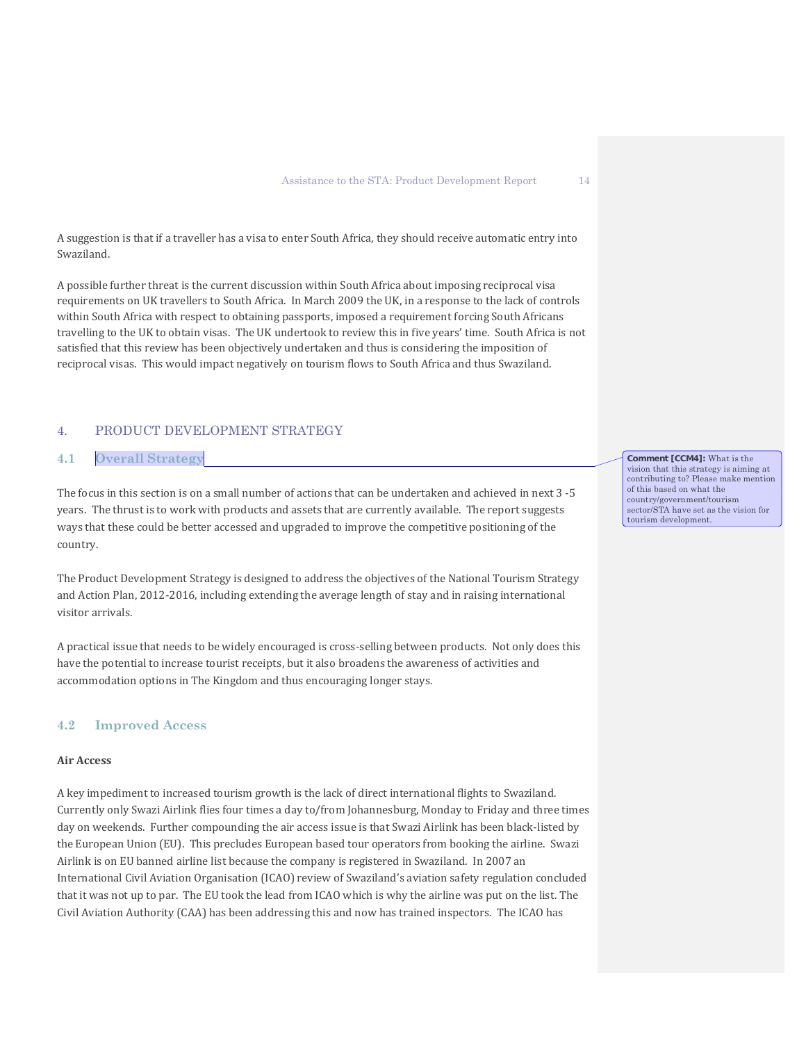A suggestion is that if a traveller has a visa to enter South Africa, they should receive automatic entry into Swaziland.

A possible further threat is the current discussion within South Africa about imposing reciprocal visa requirements on UK travellers to South Africa. In March 2009 the UK, in a response to the lack of controls within South Africa with respect to obtaining passports, imposed a requirement forcing South Africans travelling to the UK to obtain visas. The UK undertook to review this in five years' time. South Africa is not satisfied that this review has been objectively undertaken and thus is considering the imposition of reciprocal visas. This would impact negatively on tourism flows to South Africa and thus Swaziland.

# 4. PRODUCT DEVELOPMENT STRATEGY

## 4.1 Overall Strategy

**Comment [CCM4]:** What is the vision that this strategy is aiming at contributing to? Please make mention of this based on what the country/government/tourism sector/STA have set as the vision for tourism development.

The focus in this section is on a small number of actions that can be undertaken and achieved in next 3 -5 years. The thrust is to work with products and assets that are currently available. The report suggests ways that these could be better accessed and upgraded to improve the competitive positioning of the country.

The Product Development Strategy is designed to address the objectives of the National Tourism Strategy and Action Plan, 2012-2016, including extending the average length of stay and in raising international visitor arrivals.

A practical issue that needs to be widely encouraged is cross-selling between products. Not only does this have the potential to increase tourist receipts, but it also broadens the awareness of activities and accommodation options in The Kingdom and thus encouraging longer stays.

## 4.2 Improved Access

**Air Access**

A key impediment to increased tourism growth is the lack of direct international flights to Swaziland. Currently only Swazi Airlink flies four times a day to/from Johannesburg, Monday to Friday and three times day on weekends. Further compounding the air access issue is that Swazi Airlink has been black-listed by the European Union (EU). This precludes European based tour operators from booking the airline. Swazi Airlink is on EU banned airline list because the company is registered in Swaziland. In 2007 an International Civil Aviation Organisation (ICAO) review of Swaziland's aviation safety regulation concluded that it was not up to par. The EU took the lead from ICAO which is why the airline was put on the list. The Civil Aviation Authority (CAA) has been addressing this and now has trained inspectors. The ICAO has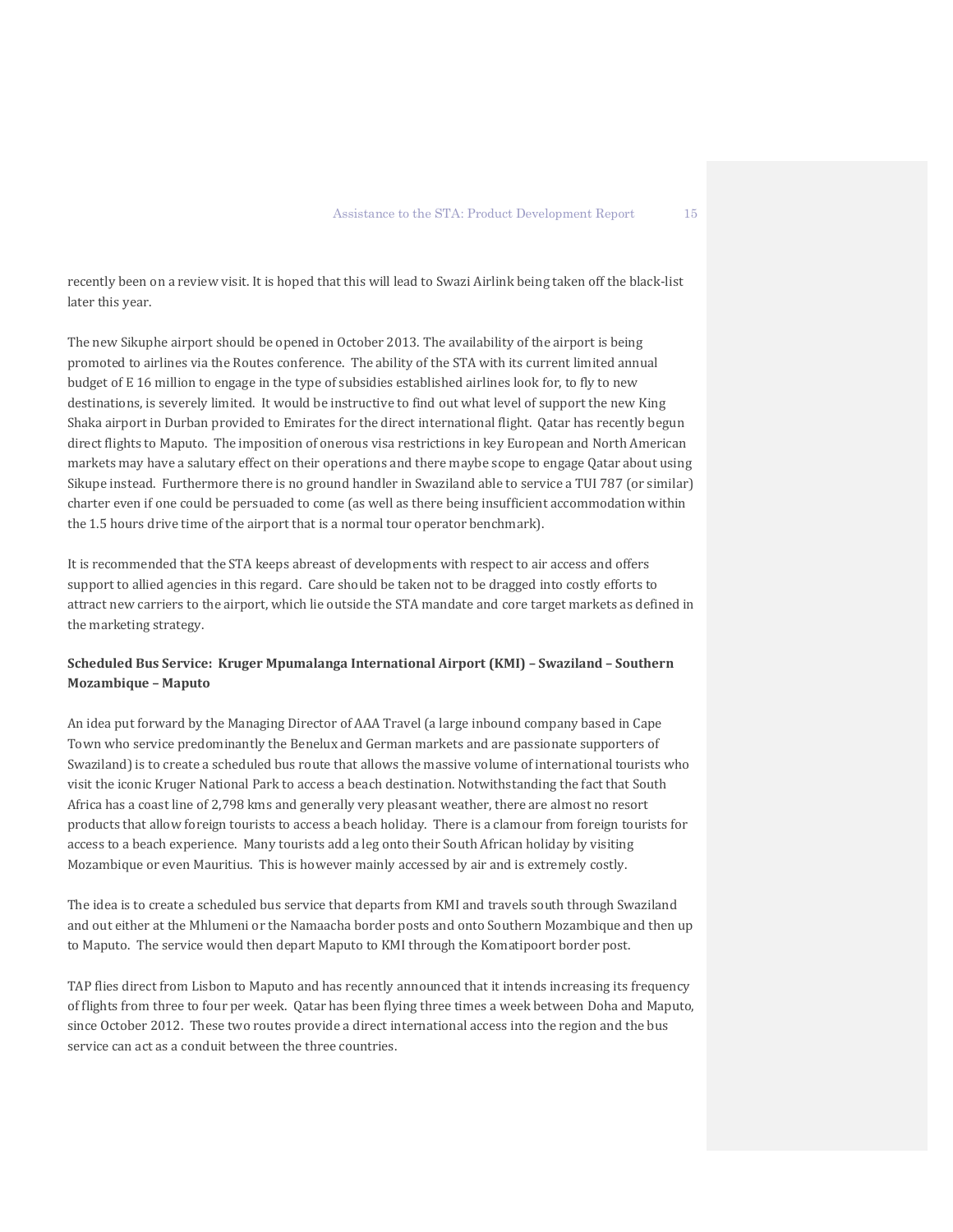recently been on a review visit. It is hoped that this will lead to Swazi Airlink being taken off the black-list later this year.

The new Sikuphe airport should be opened in October 2013. The availability of the airport is being promoted to airlines via the Routes conference. The ability of the STA with its current limited annual budget of E 16 million to engage in the type of subsidies established airlines look for, to fly to new destinations, is severely limited. It would be instructive to find out what level of support the new King Shaka airport in Durban provided to Emirates for the direct international flight. Qatar has recently begun direct flights to Maputo. The imposition of onerous visa restrictions in key European and North American markets may have a salutary effect on their operations and there maybe scope to engage Qatar about using Sikupe instead. Furthermore there is no ground handler in Swaziland able to service a TUI 787 (or similar) charter even if one could be persuaded to come (as well as there being insufficient accommodation within the 1.5 hours drive time of the airport that is a normal tour operator benchmark).

It is recommended that the STA keeps abreast of developments with respect to air access and offers support to allied agencies in this regard. Care should be taken not to be dragged into costly efforts to attract new carriers to the airport, which lie outside the STA mandate and core target markets as defined in the marketing strategy.

**Scheduled Bus Service: Kruger Mpumalanga International Airport (KMI) – Swaziland – Southern Mozambique – Maputo**

An idea put forward by the Managing Director of AAA Travel (a large inbound company based in Cape Town who service predominantly the Benelux and German markets and are passionate supporters of Swaziland) is to create a scheduled bus route that allows the massive volume of international tourists who visit the iconic Kruger National Park to access a beach destination. Notwithstanding the fact that South Africa has a coast line of 2,798 kms and generally very pleasant weather, there are almost no resort products that allow foreign tourists to access a beach holiday. There is a clamour from foreign tourists for access to a beach experience. Many tourists add a leg onto their South African holiday by visiting Mozambique or even Mauritius. This is however mainly accessed by air and is extremely costly.

The idea is to create a scheduled bus service that departs from KMI and travels south through Swaziland and out either at the Mhlumeni or the Namaacha border posts and onto Southern Mozambique and then up to Maputo. The service would then depart Maputo to KMI through the Komatipoort border post.

TAP flies direct from Lisbon to Maputo and has recently announced that it intends increasing its frequency of flights from three to four per week. Qatar has been flying three times a week between Doha and Maputo, since October 2012. These two routes provide a direct international access into the region and the bus service can act as a conduit between the three countries.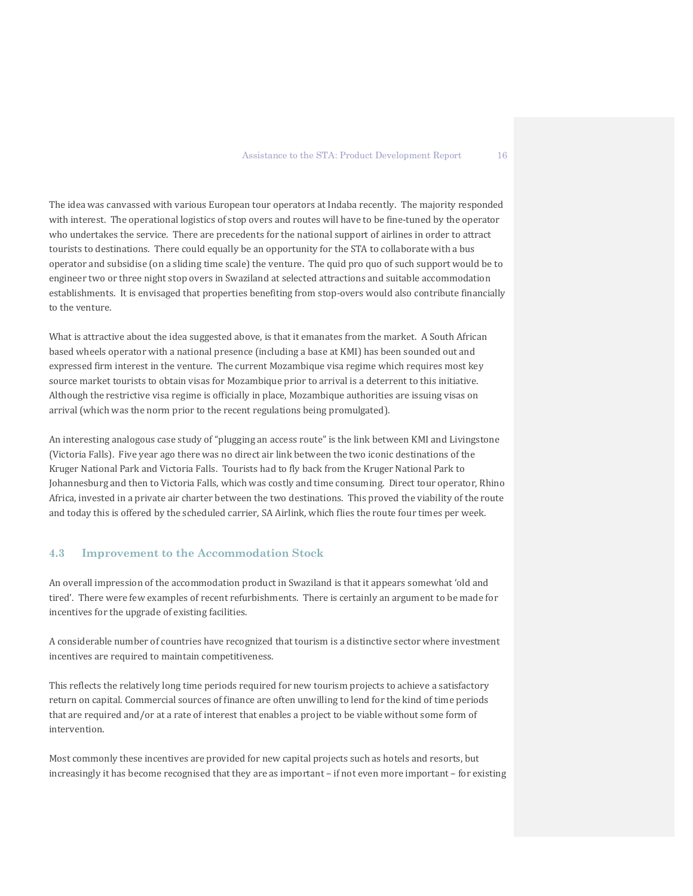The idea was canvassed with various European tour operators at Indaba recently. The majority responded with interest. The operational logistics of stop overs and routes will have to be fine-tuned by the operator who undertakes the service. There are precedents for the national support of airlines in order to attract tourists to destinations. There could equally be an opportunity for the STA to collaborate with a bus operator and subsidise (on a sliding time scale) the venture. The quid pro quo of such support would be to engineer two or three night stop overs in Swaziland at selected attractions and suitable accommodation establishments. It is envisaged that properties benefiting from stop-overs would also contribute financially to the venture.

What is attractive about the idea suggested above, is that it emanates from the market. A South African based wheels operator with a national presence (including a base at KMI) has been sounded out and expressed firm interest in the venture. The current Mozambique visa regime which requires most key source market tourists to obtain visas for Mozambique prior to arrival is a deterrent to this initiative. Although the restrictive visa regime is officially in place, Mozambique authorities are issuing visas on arrival (which was the norm prior to the recent regulations being promulgated).

An interesting analogous case study of "plugging an access route" is the link between KMI and Livingstone (Victoria Falls). Five year ago there was no direct air link between the two iconic destinations of the Kruger National Park and Victoria Falls. Tourists had to fly back from the Kruger National Park to Johannesburg and then to Victoria Falls, which was costly and time consuming. Direct tour operator, Rhino Africa, invested in a private air charter between the two destinations. This proved the viability of the route and today this is offered by the scheduled carrier, SA Airlink, which flies the route four times per week.

### 4.3 Improvement to the Accommodation Stock

An overall impression of the accommodation product in Swaziland is that it appears somewhat 'old and tired'. There were few examples of recent refurbishments. There is certainly an argument to be made for incentives for the upgrade of existing facilities.

A considerable number of countries have recognized that tourism is a distinctive sector where investment incentives are required to maintain competitiveness.

This reflects the relatively long time periods required for new tourism projects to achieve a satisfactory return on capital. Commercial sources of finance are often unwilling to lend for the kind of time periods that are required and/or at a rate of interest that enables a project to be viable without some form of intervention.

Most commonly these incentives are provided for new capital projects such as hotels and resorts, but increasingly it has become recognised that they are as important – if not even more important – for existing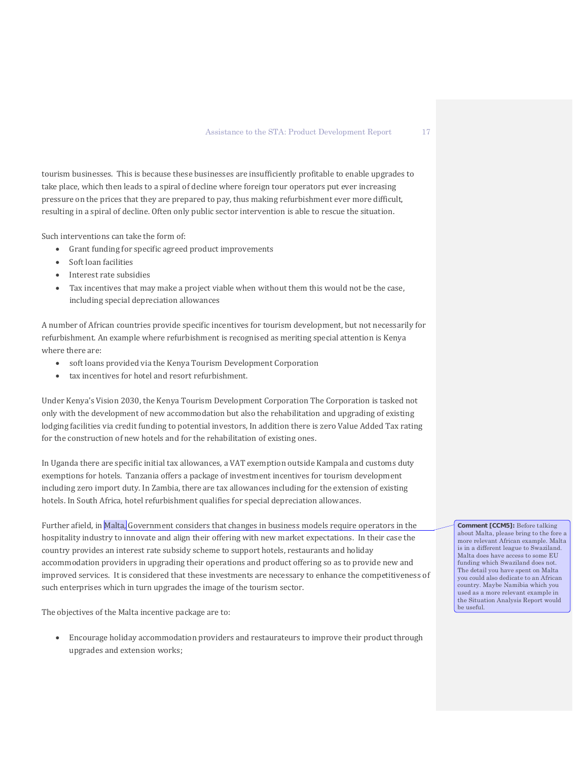tourism businesses. This is because these businesses are insufficiently profitable to enable upgrades to take place, which then leads to a spiral of decline where foreign tour operators put ever increasing pressure on the prices that they are prepared to pay, thus making refurbishment ever more difficult, resulting in a spiral of decline. Often only public sector intervention is able to rescue the situation.

Such interventions can take the form of:

- Grant funding for specific agreed product improvements
- Soft loan facilities
- Interest rate subsidies
- Tax incentives that may make a project viable when without them this would not be the case, including special depreciation allowances

A number of African countries provide specific incentives for tourism development, but not necessarily for refurbishment. An example where refurbishment is recognised as meriting special attention is Kenya where there are:

- soft loans provided via the Kenya Tourism Development Corporation
- tax incentives for hotel and resort refurbishment.

Under Kenya's Vision 2030, the Kenya Tourism Development Corporation The Corporation is tasked not only with the development of new accommodation but also the rehabilitation and upgrading of existing lodging facilities via credit funding to potential investors, In addition there is zero Value Added Tax rating for the construction of new hotels and for the rehabilitation of existing ones.

In Uganda there are specific initial tax allowances, a VAT exemption outside Kampala and customs duty exemptions for hotels. Tanzania offers a package of investment incentives for tourism development including zero import duty. In Zambia, there are tax allowances including for the extension of existing hotels. In South Africa, hotel refurbishment qualifies for special depreciation allowances.

Further afield, in Malta, Government considers that changes in business models require operators in the hospitality industry to innovate and align their offering with new market expectations. In their case the country provides an interest rate subsidy scheme to support hotels, restaurants and holiday accommodation providers in upgrading their operations and product offering so as to provide new and improved services. It is considered that these investments are necessary to enhance the competitiveness of such enterprises which in turn upgrades the image of the tourism sector.

**Comment [CCM5]:** Before talking about Malta, please bring to the fore a more relevant African example. Malta is in a different league to Swaziland. Malta does have access to some EU funding which Swaziland does not. The detail you have spent on Malta you could also dedicate to an African country. Maybe Namibia which you used as a more relevant example in the Situation Analysis Report would be useful.

The objectives of the Malta incentive package are to:

- Encourage holiday accommodation providers and restaurateurs to improve their product through upgrades and extension works;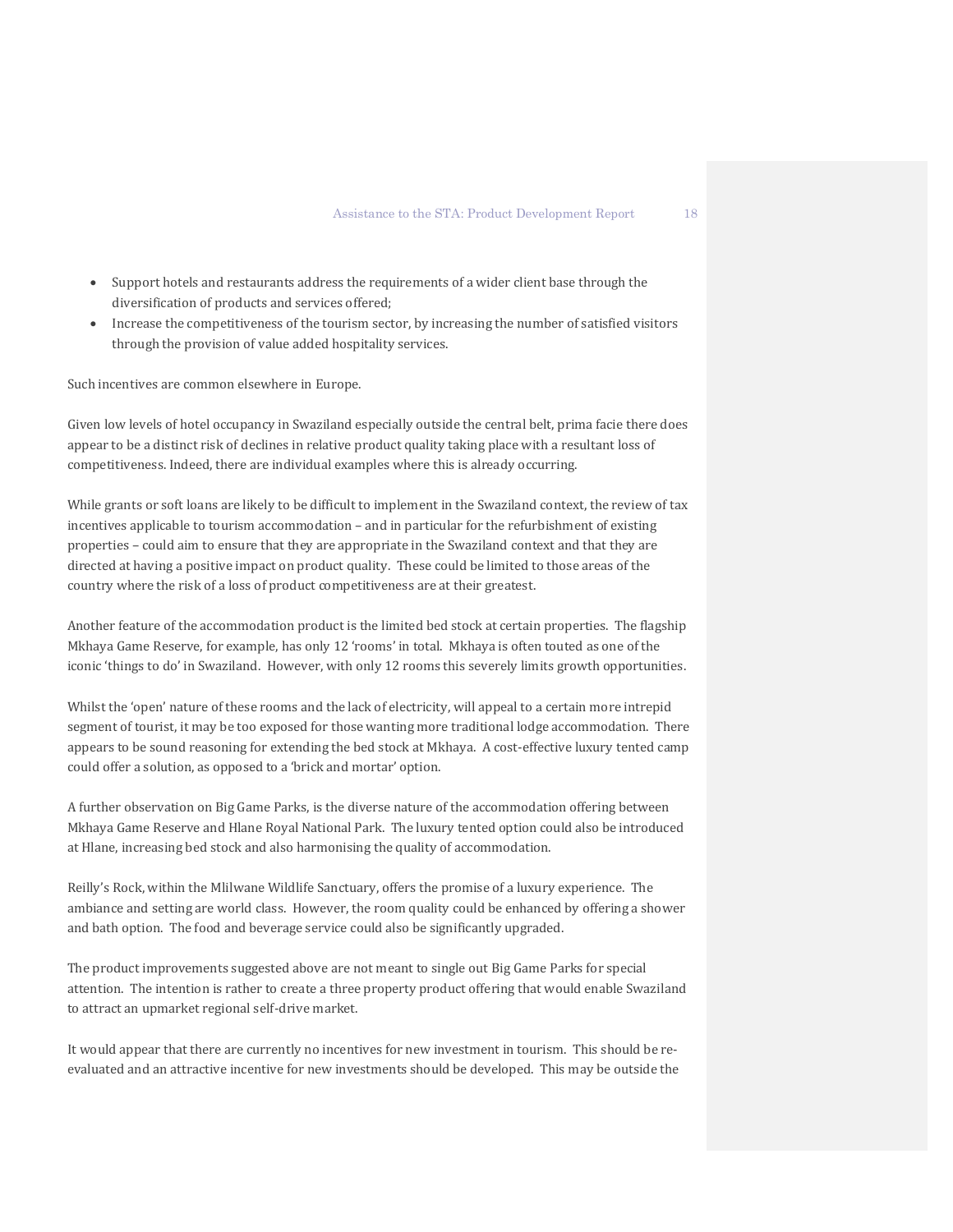- Support hotels and restaurants address the requirements of a wider client base through the diversification of products and services offered;
- Increase the competitiveness of the tourism sector, by increasing the number of satisfied visitors through the provision of value added hospitality services.

Such incentives are common elsewhere in Europe.

Given low levels of hotel occupancy in Swaziland especially outside the central belt, prima facie there does appear to be a distinct risk of declines in relative product quality taking place with a resultant loss of competitiveness. Indeed, there are individual examples where this is already occurring.

While grants or soft loans are likely to be difficult to implement in the Swaziland context, the review of tax incentives applicable to tourism accommodation – and in particular for the refurbishment of existing properties – could aim to ensure that they are appropriate in the Swaziland context and that they are directed at having a positive impact on product quality. These could be limited to those areas of the country where the risk of a loss of product competitiveness are at their greatest.

Another feature of the accommodation product is the limited bed stock at certain properties. The flagship Mkhaya Game Reserve, for example, has only 12 'rooms' in total. Mkhaya is often touted as one of the iconic 'things to do' in Swaziland. However, with only 12 rooms this severely limits growth opportunities.

Whilst the 'open' nature of these rooms and the lack of electricity, will appeal to a certain more intrepid segment of tourist, it may be too exposed for those wanting more traditional lodge accommodation. There appears to be sound reasoning for extending the bed stock at Mkhaya. A cost-effective luxury tented camp could offer a solution, as opposed to a 'brick and mortar' option.

A further observation on Big Game Parks, is the diverse nature of the accommodation offering between Mkhaya Game Reserve and Hlane Royal National Park. The luxury tented option could also be introduced at Hlane, increasing bed stock and also harmonising the quality of accommodation.

Reilly's Rock, within the Mlilwane Wildlife Sanctuary, offers the promise of a luxury experience. The ambiance and setting are world class. However, the room quality could be enhanced by offering a shower and bath option. The food and beverage service could also be significantly upgraded.

The product improvements suggested above are not meant to single out Big Game Parks for special attention. The intention is rather to create a three property product offering that would enable Swaziland to attract an upmarket regional self-drive market.

It would appear that there are currently no incentives for new investment in tourism. This should be re-evaluated and an attractive incentive for new investments should be developed. This may be outside the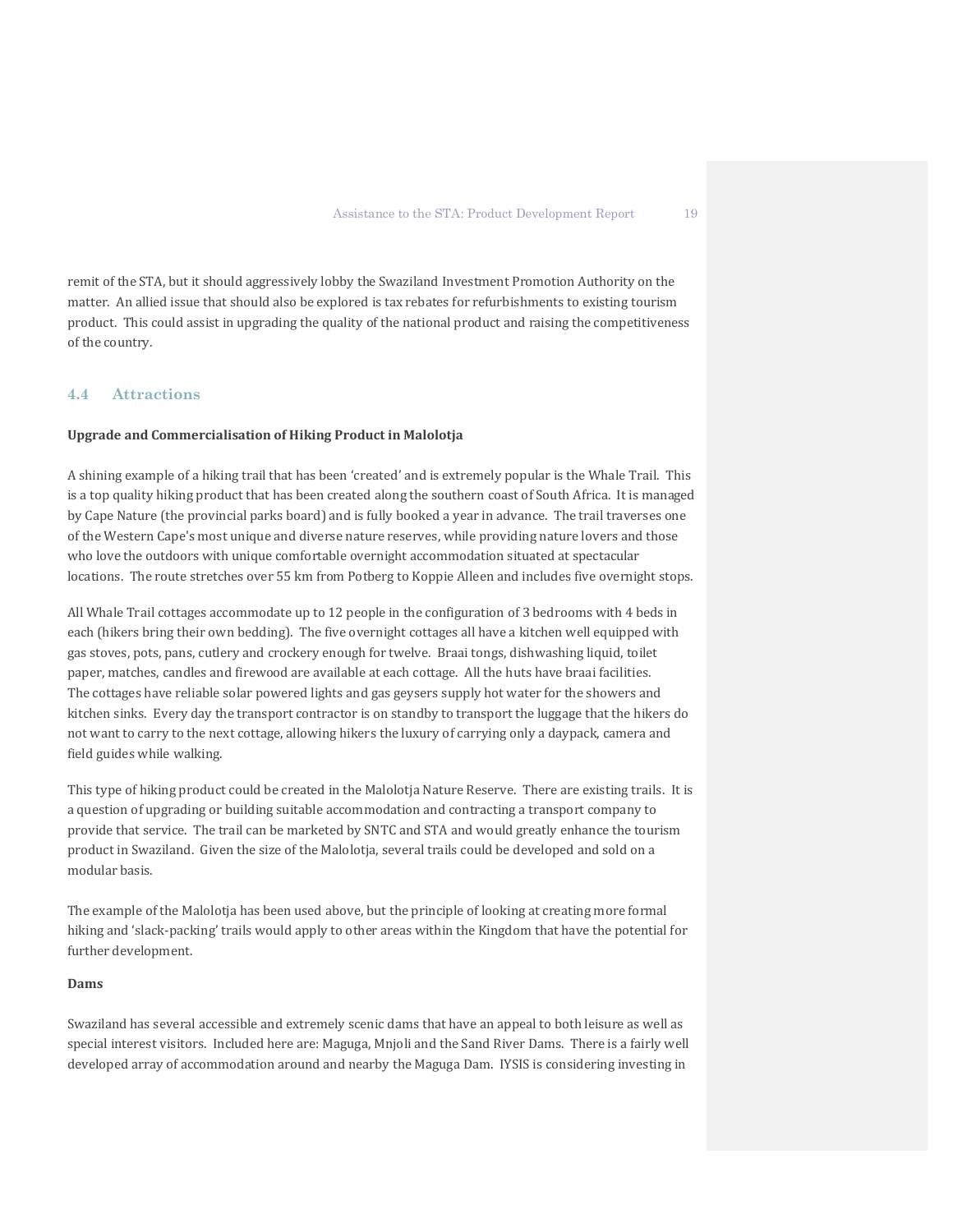remit of the STA, but it should aggressively lobby the Swaziland Investment Promotion Authority on the matter. An allied issue that should also be explored is tax rebates for refurbishments to existing tourism product. This could assist in upgrading the quality of the national product and raising the competitiveness of the country.

## 4.4 Attractions

**Upgrade and Commercialisation of Hiking Product in Malolotja**

A shining example of a hiking trail that has been 'created' and is extremely popular is the Whale Trail. This is a top quality hiking product that has been created along the southern coast of South Africa. It is managed by Cape Nature (the provincial parks board) and is fully booked a year in advance. The trail traverses one of the Western Cape's most unique and diverse nature reserves, while providing nature lovers and those who love the outdoors with unique comfortable overnight accommodation situated at spectacular locations. The route stretches over 55 km from Potberg to Koppie Alleen and includes five overnight stops.

All Whale Trail cottages accommodate up to 12 people in the configuration of 3 bedrooms with 4 beds in each (hikers bring their own bedding). The five overnight cottages all have a kitchen well equipped with gas stoves, pots, pans, cutlery and crockery enough for twelve. Braai tongs, dishwashing liquid, toilet paper, matches, candles and firewood are available at each cottage. All the huts have braai facilities. The cottages have reliable solar powered lights and gas geysers supply hot water for the showers and kitchen sinks. Every day the transport contractor is on standby to transport the luggage that the hikers do not want to carry to the next cottage, allowing hikers the luxury of carrying only a daypack, camera and field guides while walking.

This type of hiking product could be created in the Malolotja Nature Reserve. There are existing trails. It is a question of upgrading or building suitable accommodation and contracting a transport company to provide that service. The trail can be marketed by SNTC and STA and would greatly enhance the tourism product in Swaziland. Given the size of the Malolotja, several trails could be developed and sold on a modular basis.

The example of the Malolotja has been used above, but the principle of looking at creating more formal hiking and 'slack-packing' trails would apply to other areas within the Kingdom that have the potential for further development.

**Dams**

Swaziland has several accessible and extremely scenic dams that have an appeal to both leisure as well as special interest visitors. Included here are: Maguga, Mnjoli and the Sand River Dams. There is a fairly well developed array of accommodation around and nearby the Maguga Dam. IYSIS is considering investing in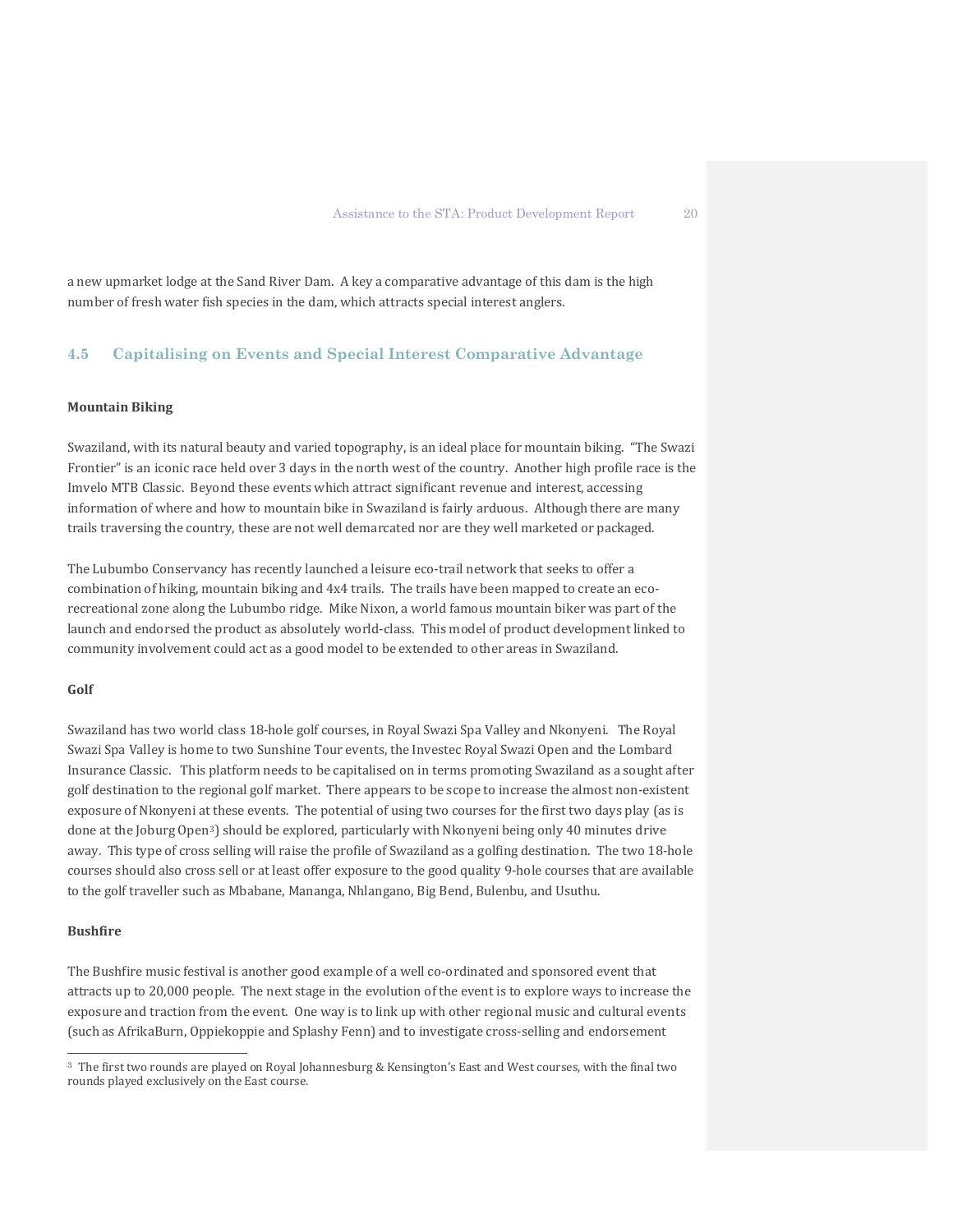a new upmarket lodge at the Sand River Dam. A key a comparative advantage of this dam is the high number of fresh water fish species in the dam, which attracts special interest anglers.

## 4.5 Capitalising on Events and Special Interest Comparative Advantage

**Mountain Biking**

Swaziland, with its natural beauty and varied topography, is an ideal place for mountain biking. "The Swazi Frontier" is an iconic race held over 3 days in the north west of the country. Another high profile race is the Imvelo MTB Classic. Beyond these events which attract significant revenue and interest, accessing information of where and how to mountain bike in Swaziland is fairly arduous. Although there are many trails traversing the country, these are not well demarcated nor are they well marketed or packaged.

The Lubumbo Conservancy has recently launched a leisure eco-trail network that seeks to offer a combination of hiking, mountain biking and 4x4 trails. The trails have been mapped to create an eco-recreational zone along the Lubumbo ridge. Mike Nixon, a world famous mountain biker was part of the launch and endorsed the product as absolutely world-class. This model of product development linked to community involvement could act as a good model to be extended to other areas in Swaziland.

**Golf**

Swaziland has two world class 18-hole golf courses, in Royal Swazi Spa Valley and Nkonyeni. The Royal Swazi Spa Valley is home to two Sunshine Tour events, the Investec Royal Swazi Open and the Lombard Insurance Classic. This platform needs to be capitalised on in terms promoting Swaziland as a sought after golf destination to the regional golf market. There appears to be scope to increase the almost non-existent exposure of Nkonyeni at these events. The potential of using two courses for the first two days play (as is done at the Joburg Open[3]) should be explored, particularly with Nkonyeni being only 40 minutes drive away. This type of cross selling will raise the profile of Swaziland as a golfing destination. The two 18-hole courses should also cross sell or at least offer exposure to the good quality 9-hole courses that are available to the golf traveller such as Mbabane, Mananga, Nhlangano, Big Bend, Bulenbu, and Usuthu.

**Bushfire**

The Bushfire music festival is another good example of a well co-ordinated and sponsored event that attracts up to 20,000 people. The next stage in the evolution of the event is to explore ways to increase the exposure and traction from the event. One way is to link up with other regional music and cultural events (such as AfrikaBurn, Oppiekoppie and Splashy Fenn) and to investigate cross-selling and endorsement

---

[3] The first two rounds are played on Royal Johannesburg & Kensington's East and West courses, with the final two rounds played exclusively on the East course.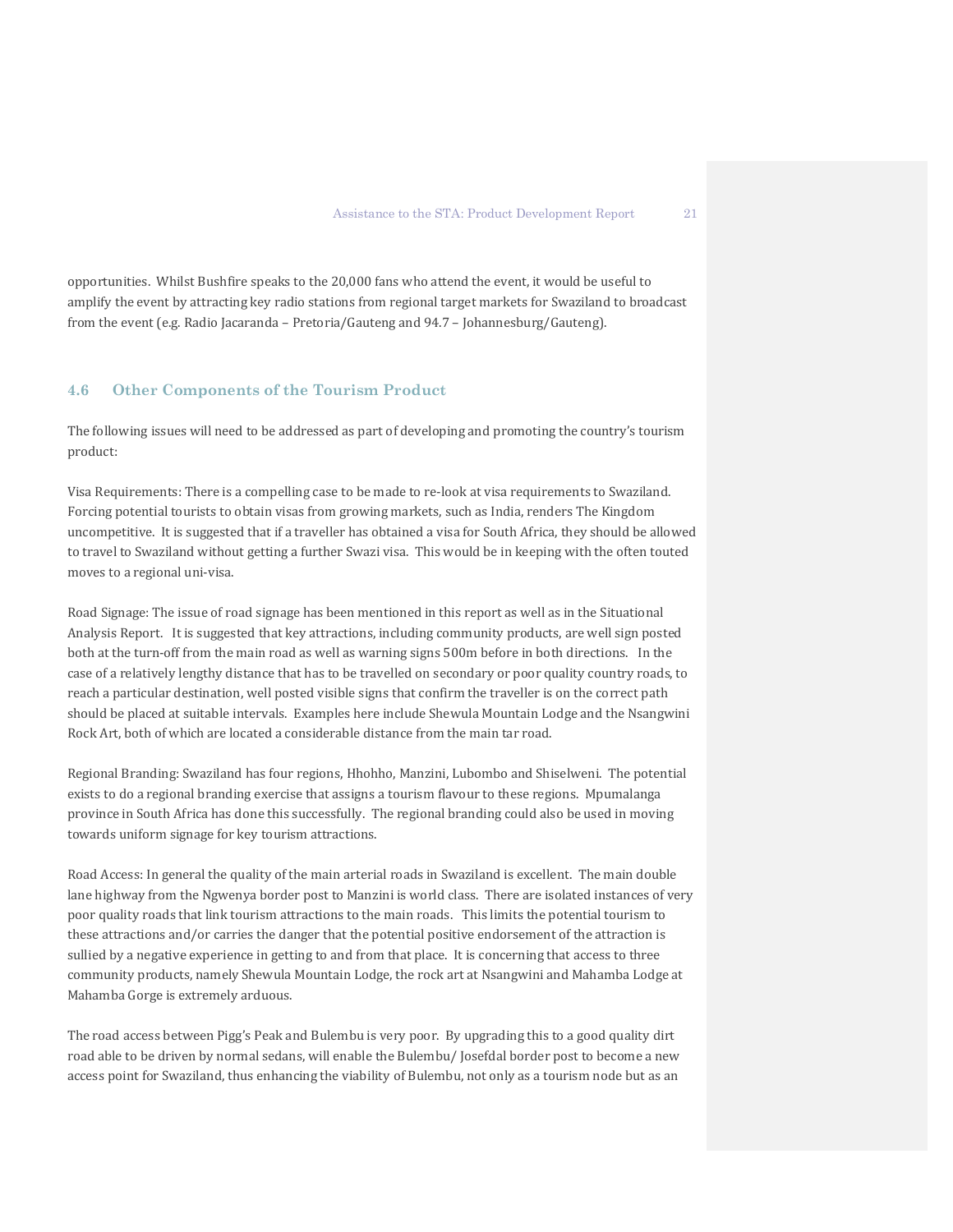opportunities. Whilst Bushfire speaks to the 20,000 fans who attend the event, it would be useful to amplify the event by attracting key radio stations from regional target markets for Swaziland to broadcast from the event (e.g. Radio Jacaranda – Pretoria/Gauteng and 94.7 – Johannesburg/Gauteng).

## 4.6 Other Components of the Tourism Product

The following issues will need to be addressed as part of developing and promoting the country's tourism product:

Visa Requirements: There is a compelling case to be made to re-look at visa requirements to Swaziland. Forcing potential tourists to obtain visas from growing markets, such as India, renders The Kingdom uncompetitive. It is suggested that if a traveller has obtained a visa for South Africa, they should be allowed to travel to Swaziland without getting a further Swazi visa. This would be in keeping with the often touted moves to a regional uni-visa.

Road Signage: The issue of road signage has been mentioned in this report as well as in the Situational Analysis Report. It is suggested that key attractions, including community products, are well sign posted both at the turn-off from the main road as well as warning signs 500m before in both directions. In the case of a relatively lengthy distance that has to be travelled on secondary or poor quality country roads, to reach a particular destination, well posted visible signs that confirm the traveller is on the correct path should be placed at suitable intervals. Examples here include Shewula Mountain Lodge and the Nsangwini Rock Art, both of which are located a considerable distance from the main tar road.

Regional Branding: Swaziland has four regions, Hhohho, Manzini, Lubombo and Shiselweni. The potential exists to do a regional branding exercise that assigns a tourism flavour to these regions. Mpumalanga province in South Africa has done this successfully. The regional branding could also be used in moving towards uniform signage for key tourism attractions.

Road Access: In general the quality of the main arterial roads in Swaziland is excellent. The main double lane highway from the Ngwenya border post to Manzini is world class. There are isolated instances of very poor quality roads that link tourism attractions to the main roads. This limits the potential tourism to these attractions and/or carries the danger that the potential positive endorsement of the attraction is sullied by a negative experience in getting to and from that place. It is concerning that access to three community products, namely Shewula Mountain Lodge, the rock art at Nsangwini and Mahamba Lodge at Mahamba Gorge is extremely arduous.

The road access between Pigg's Peak and Bulembu is very poor. By upgrading this to a good quality dirt road able to be driven by normal sedans, will enable the Bulembu/ Josefdal border post to become a new access point for Swaziland, thus enhancing the viability of Bulembu, not only as a tourism node but as an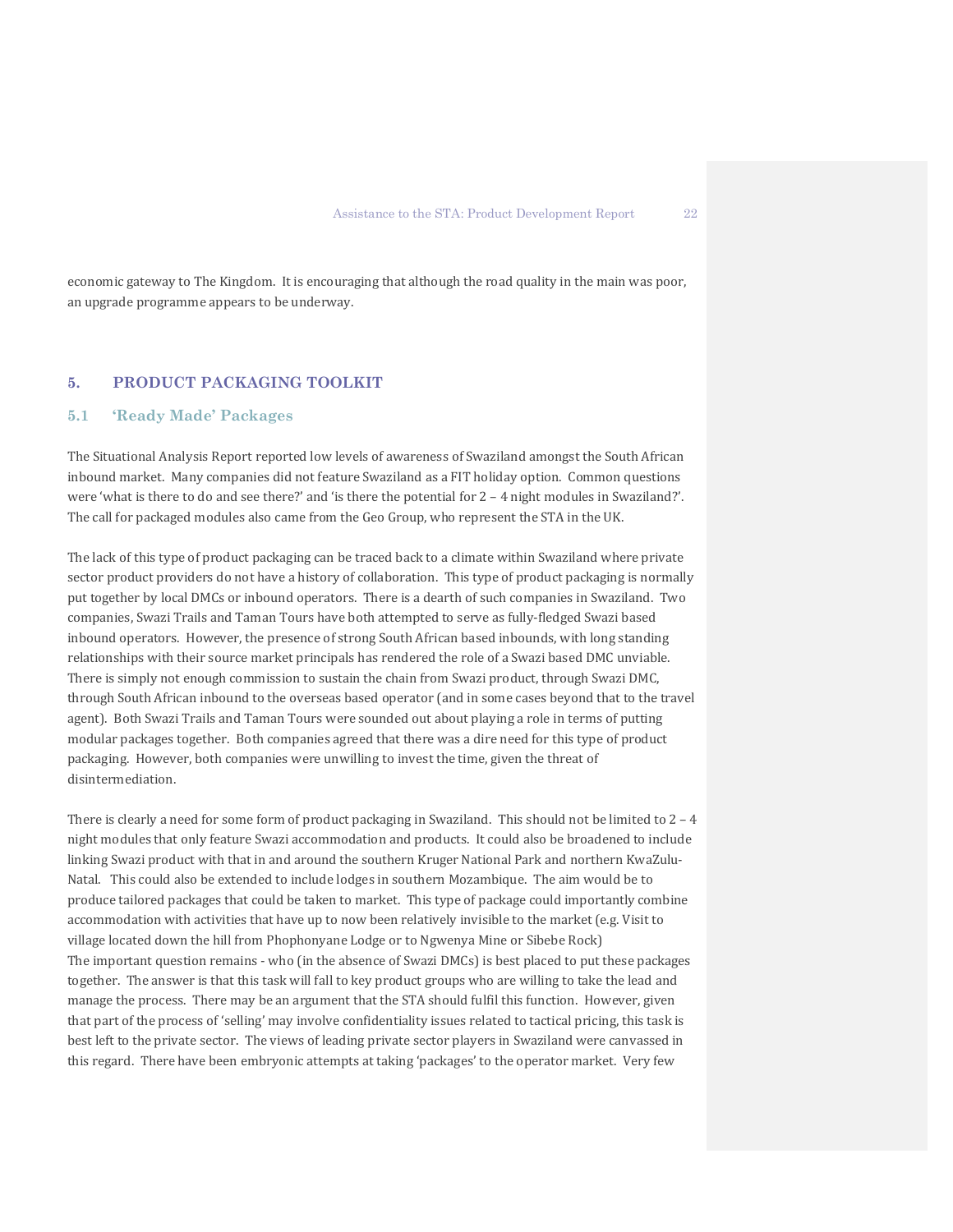economic gateway to The Kingdom. It is encouraging that although the road quality in the main was poor, an upgrade programme appears to be underway.

## 5. PRODUCT PACKAGING TOOLKIT

### 5.1 'Ready Made' Packages

The Situational Analysis Report reported low levels of awareness of Swaziland amongst the South African inbound market. Many companies did not feature Swaziland as a FIT holiday option. Common questions were 'what is there to do and see there?' and 'is there the potential for 2 – 4 night modules in Swaziland?'. The call for packaged modules also came from the Geo Group, who represent the STA in the UK.

The lack of this type of product packaging can be traced back to a climate within Swaziland where private sector product providers do not have a history of collaboration. This type of product packaging is normally put together by local DMCs or inbound operators. There is a dearth of such companies in Swaziland. Two companies, Swazi Trails and Taman Tours have both attempted to serve as fully-fledged Swazi based inbound operators. However, the presence of strong South African based inbounds, with long standing relationships with their source market principals has rendered the role of a Swazi based DMC unviable. There is simply not enough commission to sustain the chain from Swazi product, through Swazi DMC, through South African inbound to the overseas based operator (and in some cases beyond that to the travel agent). Both Swazi Trails and Taman Tours were sounded out about playing a role in terms of putting modular packages together. Both companies agreed that there was a dire need for this type of product packaging. However, both companies were unwilling to invest the time, given the threat of disintermediation.

There is clearly a need for some form of product packaging in Swaziland. This should not be limited to 2 – 4 night modules that only feature Swazi accommodation and products. It could also be broadened to include linking Swazi product with that in and around the southern Kruger National Park and northern KwaZulu-Natal. This could also be extended to include lodges in southern Mozambique. The aim would be to produce tailored packages that could be taken to market. This type of package could importantly combine accommodation with activities that have up to now been relatively invisible to the market (e.g. Visit to village located down the hill from Phophonyane Lodge or to Ngwenya Mine or Sibebe Rock)
The important question remains - who (in the absence of Swazi DMCs) is best placed to put these packages together. The answer is that this task will fall to key product groups who are willing to take the lead and manage the process. There may be an argument that the STA should fulfil this function. However, given that part of the process of 'selling' may involve confidentiality issues related to tactical pricing, this task is best left to the private sector. The views of leading private sector players in Swaziland were canvassed in this regard. There have been embryonic attempts at taking 'packages' to the operator market. Very few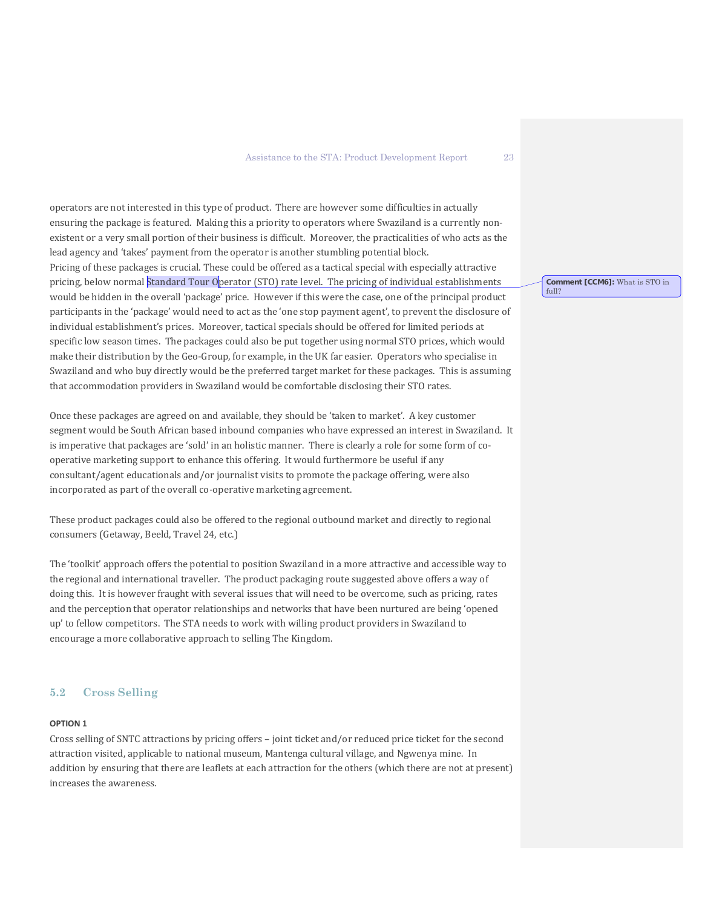operators are not interested in this type of product. There are however some difficulties in actually ensuring the package is featured. Making this a priority to operators where Swaziland is a currently non-existent or a very small portion of their business is difficult. Moreover, the practicalities of who acts as the lead agency and 'takes' payment from the operator is another stumbling potential block.
Pricing of these packages is crucial. These could be offered as a tactical special with especially attractive pricing, below normal Standard Tour Operator (STO) rate level. The pricing of individual establishments would be hidden in the overall 'package' price. However if this were the case, one of the principal product participants in the 'package' would need to act as the 'one stop payment agent', to prevent the disclosure of individual establishment's prices. Moreover, tactical specials should be offered for limited periods at specific low season times. The packages could also be put together using normal STO prices, which would make their distribution by the Geo-Group, for example, in the UK far easier. Operators who specialise in Swaziland and who buy directly would be the preferred target market for these packages. This is assuming that accommodation providers in Swaziland would be comfortable disclosing their STO rates.

Comment [CCM6]: What is STO in full?

Once these packages are agreed on and available, they should be 'taken to market'. A key customer segment would be South African based inbound companies who have expressed an interest in Swaziland. It is imperative that packages are 'sold' in an holistic manner. There is clearly a role for some form of co-operative marketing support to enhance this offering. It would furthermore be useful if any consultant/agent educationals and/or journalist visits to promote the package offering, were also incorporated as part of the overall co-operative marketing agreement.

These product packages could also be offered to the regional outbound market and directly to regional consumers (Getaway, Beeld, Travel 24, etc.)

The 'toolkit' approach offers the potential to position Swaziland in a more attractive and accessible way to the regional and international traveller. The product packaging route suggested above offers a way of doing this. It is however fraught with several issues that will need to be overcome, such as pricing, rates and the perception that operator relationships and networks that have been nurtured are being 'opened up' to fellow competitors. The STA needs to work with willing product providers in Swaziland to encourage a more collaborative approach to selling The Kingdom.

## 5.2 Cross Selling

**OPTION 1**

Cross selling of SNTC attractions by pricing offers – joint ticket and/or reduced price ticket for the second attraction visited, applicable to national museum, Mantenga cultural village, and Ngwenya mine. In addition by ensuring that there are leaflets at each attraction for the others (which there are not at present) increases the awareness.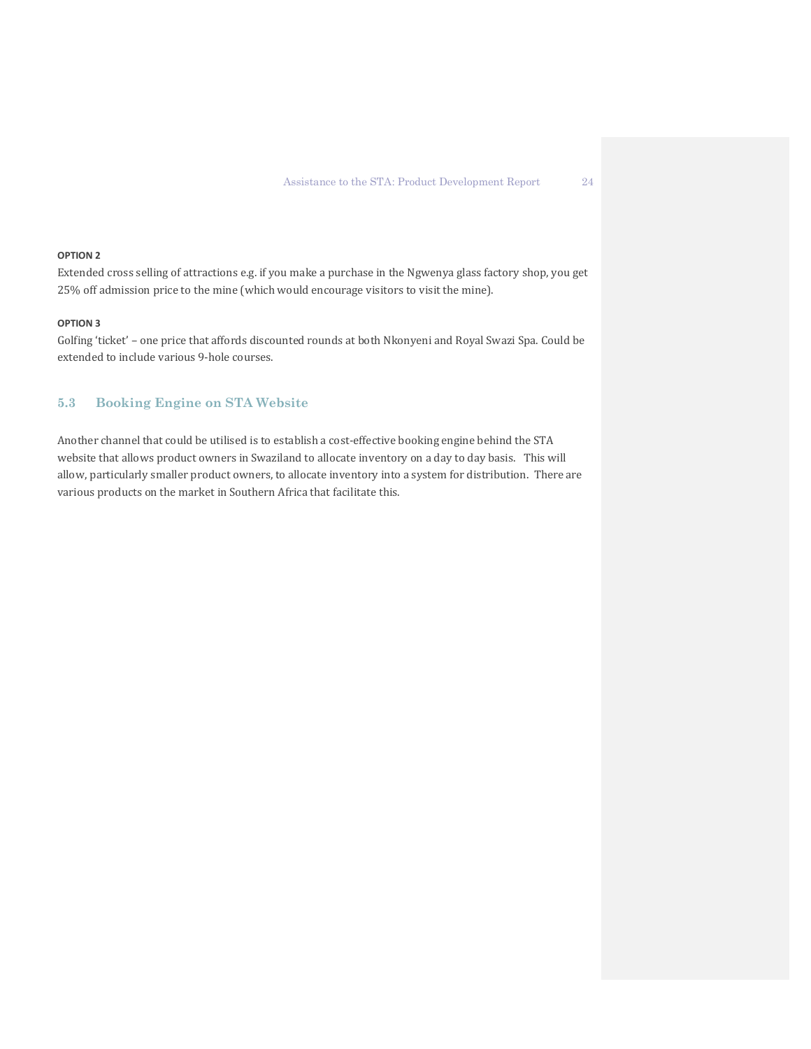**OPTION 2**

Extended cross selling of attractions e.g. if you make a purchase in the Ngwenya glass factory shop, you get 25% off admission price to the mine (which would encourage visitors to visit the mine).

**OPTION 3**

Golfing 'ticket' – one price that affords discounted rounds at both Nkonyeni and Royal Swazi Spa. Could be extended to include various 9-hole courses.

## 5.3 Booking Engine on STA Website

Another channel that could be utilised is to establish a cost-effective booking engine behind the STA website that allows product owners in Swaziland to allocate inventory on a day to day basis. This will allow, particularly smaller product owners, to allocate inventory into a system for distribution. There are various products on the market in Southern Africa that facilitate this.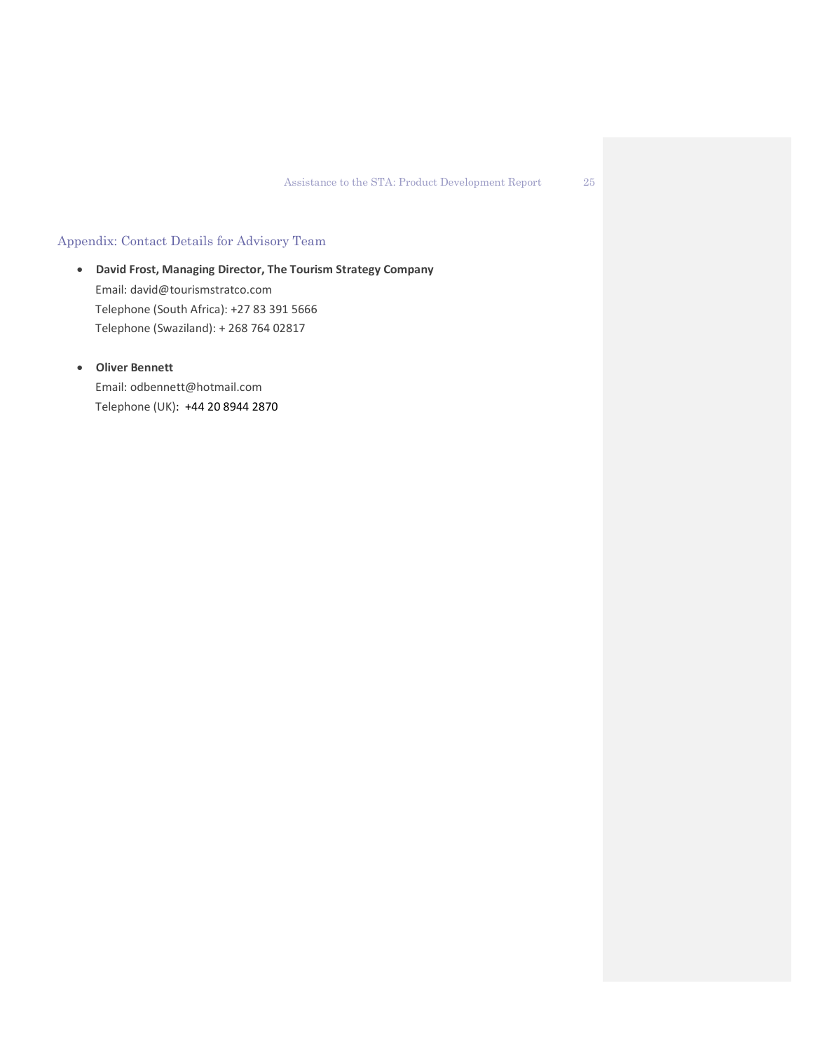## Appendix: Contact Details for Advisory Team

- **David Frost, Managing Director, The Tourism Strategy Company**
  Email: david@tourismstratco.com
  Telephone (South Africa): +27 83 391 5666
  Telephone (Swaziland): + 268 764 02817

- **Oliver Bennett**
  Email: odbennett@hotmail.com
  Telephone (UK): +44 20 8944 2870